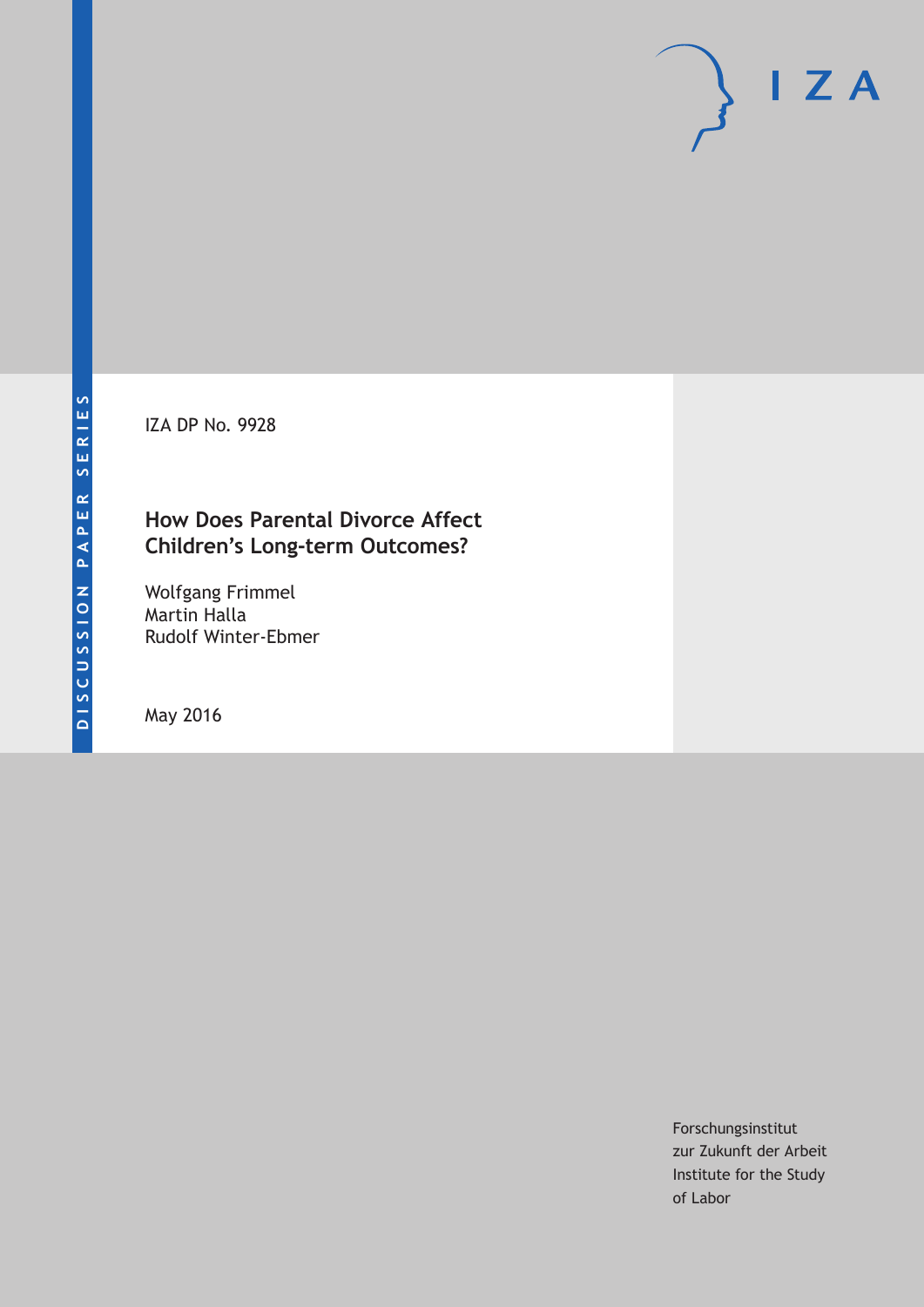DISCUSSION PAPER SERIES

IZA DP No. 9928

# How Does Parental Divorce Affect Children's Long-term Outcomes?

Wolfgang Frimmel
Martin Halla
Rudolf Winter-Ebmer

May 2016

Forschungsinstitut
zur Zukunft der Arbeit
Institute for the Study
of Labor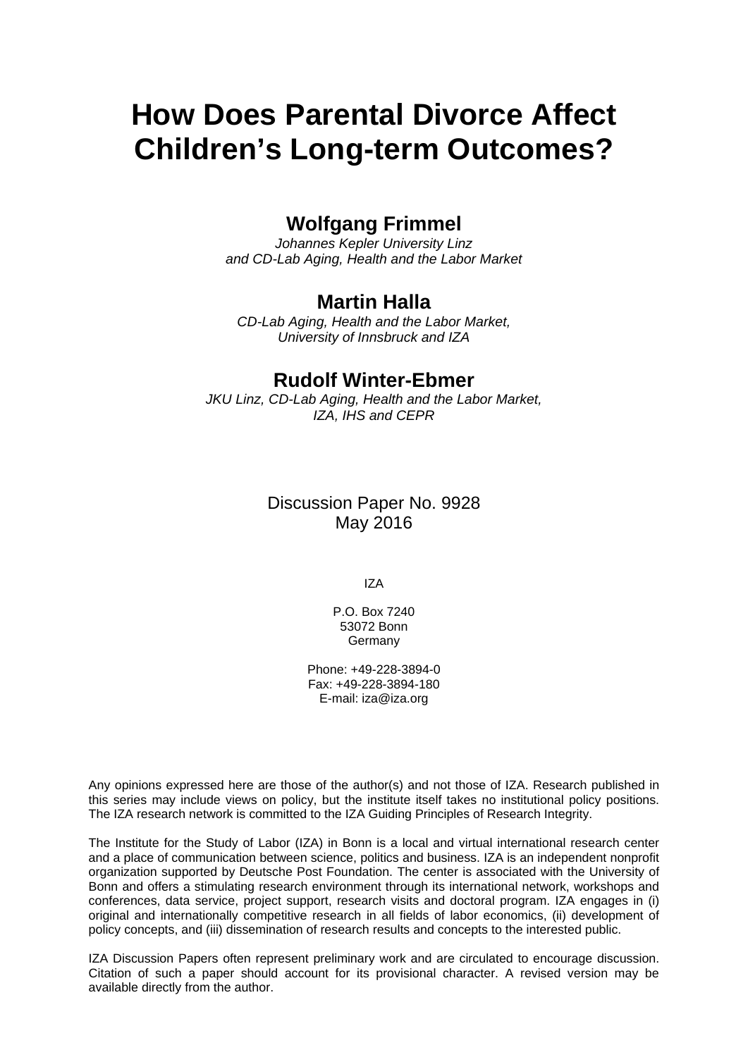# How Does Parental Divorce Affect Children's Long-term Outcomes?

## Wolfgang Frimmel

*Johannes Kepler University Linz*
*and CD-Lab Aging, Health and the Labor Market*

## Martin Halla

*CD-Lab Aging, Health and the Labor Market,*
*University of Innsbruck and IZA*

## Rudolf Winter-Ebmer

*JKU Linz, CD-Lab Aging, Health and the Labor Market,*
*IZA, IHS and CEPR*

Discussion Paper No. 9928
May 2016

IZA

P.O. Box 7240
53072 Bonn
Germany

Phone: +49-228-3894-0
Fax: +49-228-3894-180
E-mail: iza@iza.org

Any opinions expressed here are those of the author(s) and not those of IZA. Research published in this series may include views on policy, but the institute itself takes no institutional policy positions. The IZA research network is committed to the IZA Guiding Principles of Research Integrity.

The Institute for the Study of Labor (IZA) in Bonn is a local and virtual international research center and a place of communication between science, politics and business. IZA is an independent nonprofit organization supported by Deutsche Post Foundation. The center is associated with the University of Bonn and offers a stimulating research environment through its international network, workshops and conferences, data service, project support, research visits and doctoral program. IZA engages in (i) original and internationally competitive research in all fields of labor economics, (ii) development of policy concepts, and (iii) dissemination of research results and concepts to the interested public.

IZA Discussion Papers often represent preliminary work and are circulated to encourage discussion. Citation of such a paper should account for its provisional character. A revised version may be available directly from the author.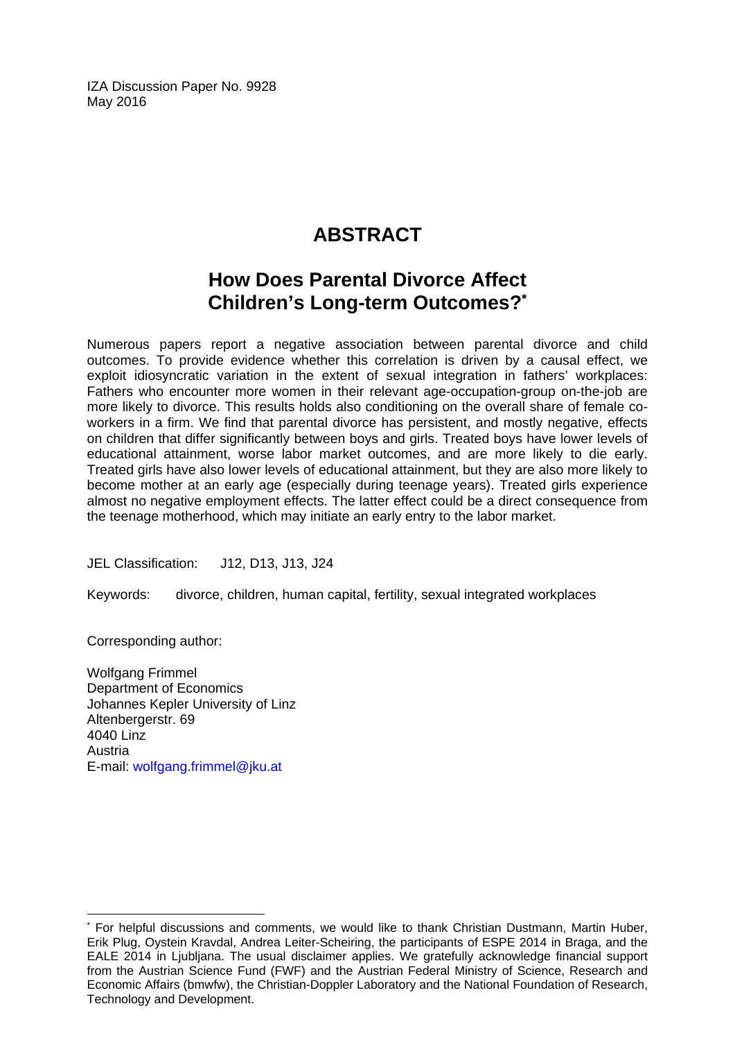IZA Discussion Paper No. 9928
May 2016

# ABSTRACT

## How Does Parental Divorce Affect Children's Long-term Outcomes?*

Numerous papers report a negative association between parental divorce and child outcomes. To provide evidence whether this correlation is driven by a causal effect, we exploit idiosyncratic variation in the extent of sexual integration in fathers' workplaces: Fathers who encounter more women in their relevant age-occupation-group on-the-job are more likely to divorce. This results holds also conditioning on the overall share of female co-workers in a firm. We find that parental divorce has persistent, and mostly negative, effects on children that differ significantly between boys and girls. Treated boys have lower levels of educational attainment, worse labor market outcomes, and are more likely to die early. Treated girls have also lower levels of educational attainment, but they are also more likely to become mother at an early age (especially during teenage years). Treated girls experience almost no negative employment effects. The latter effect could be a direct consequence from the teenage motherhood, which may initiate an early entry to the labor market.

JEL Classification: J12, D13, J13, J24

Keywords: divorce, children, human capital, fertility, sexual integrated workplaces

Corresponding author:

Wolfgang Frimmel
Department of Economics
Johannes Kepler University of Linz
Altenbergerstr. 69
4040 Linz
Austria
E-mail: wolfgang.frimmel@jku.at

* For helpful discussions and comments, we would like to thank Christian Dustmann, Martin Huber, Erik Plug, Oystein Kravdal, Andrea Leiter-Scheiring, the participants of ESPE 2014 in Braga, and the EALE 2014 in Ljubljana. The usual disclaimer applies. We gratefully acknowledge financial support from the Austrian Science Fund (FWF) and the Austrian Federal Ministry of Science, Research and Economic Affairs (bmwfw), the Christian-Doppler Laboratory and the National Foundation of Research, Technology and Development.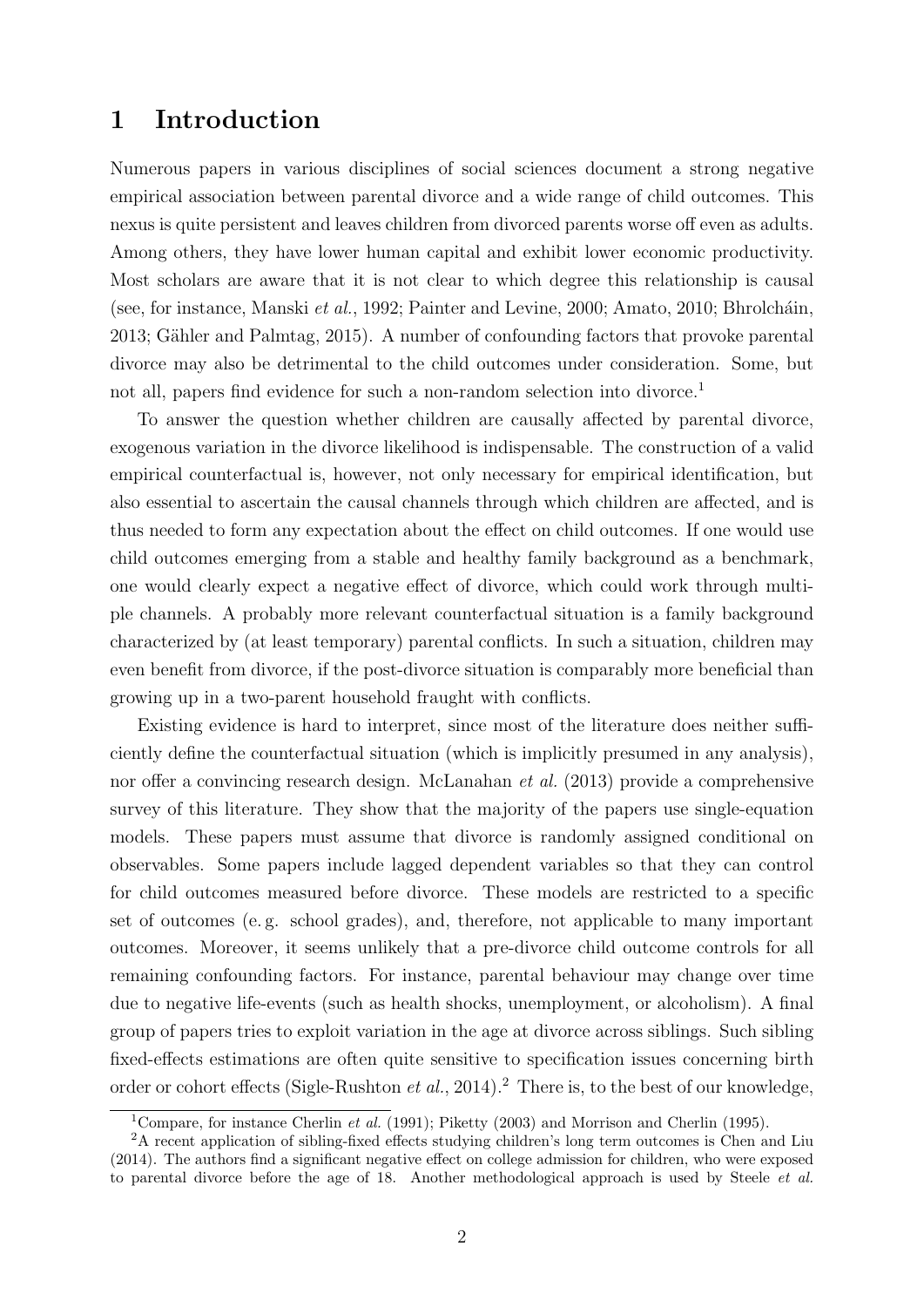# 1 Introduction

Numerous papers in various disciplines of social sciences document a strong negative empirical association between parental divorce and a wide range of child outcomes. This nexus is quite persistent and leaves children from divorced parents worse off even as adults. Among others, they have lower human capital and exhibit lower economic productivity. Most scholars are aware that it is not clear to which degree this relationship is causal (see, for instance, Manski *et al.*, 1992; Painter and Levine, 2000; Amato, 2010; Bhrolcháin, 2013; Gähler and Palmtag, 2015). A number of confounding factors that provoke parental divorce may also be detrimental to the child outcomes under consideration. Some, but not all, papers find evidence for such a non-random selection into divorce.[1]

To answer the question whether children are causally affected by parental divorce, exogenous variation in the divorce likelihood is indispensable. The construction of a valid empirical counterfactual is, however, not only necessary for empirical identification, but also essential to ascertain the causal channels through which children are affected, and is thus needed to form any expectation about the effect on child outcomes. If one would use child outcomes emerging from a stable and healthy family background as a benchmark, one would clearly expect a negative effect of divorce, which could work through multiple channels. A probably more relevant counterfactual situation is a family background characterized by (at least temporary) parental conflicts. In such a situation, children may even benefit from divorce, if the post-divorce situation is comparably more beneficial than growing up in a two-parent household fraught with conflicts.

Existing evidence is hard to interpret, since most of the literature does neither sufficiently define the counterfactual situation (which is implicitly presumed in any analysis), nor offer a convincing research design. McLanahan *et al.* (2013) provide a comprehensive survey of this literature. They show that the majority of the papers use single-equation models. These papers must assume that divorce is randomly assigned conditional on observables. Some papers include lagged dependent variables so that they can control for child outcomes measured before divorce. These models are restricted to a specific set of outcomes (e. g. school grades), and, therefore, not applicable to many important outcomes. Moreover, it seems unlikely that a pre-divorce child outcome controls for all remaining confounding factors. For instance, parental behaviour may change over time due to negative life-events (such as health shocks, unemployment, or alcoholism). A final group of papers tries to exploit variation in the age at divorce across siblings. Such sibling fixed-effects estimations are often quite sensitive to specification issues concerning birth order or cohort effects (Sigle-Rushton *et al.*, 2014).[2] There is, to the best of our knowledge,

[1] Compare, for instance Cherlin *et al.* (1991); Piketty (2003) and Morrison and Cherlin (1995).

[2] A recent application of sibling-fixed effects studying children's long term outcomes is Chen and Liu (2014). The authors find a significant negative effect on college admission for children, who were exposed to parental divorce before the age of 18. Another methodological approach is used by Steele *et al.*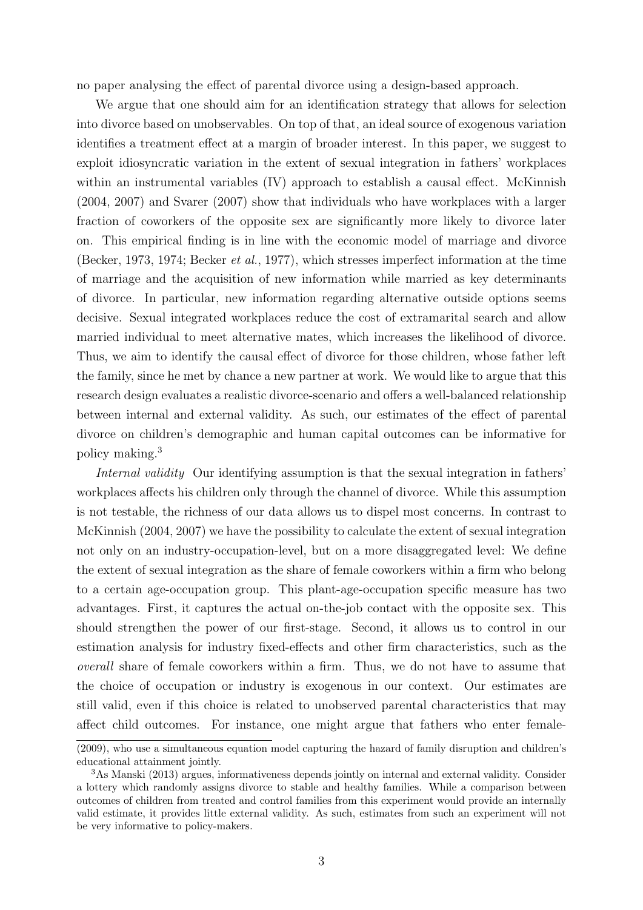no paper analysing the effect of parental divorce using a design-based approach.

We argue that one should aim for an identification strategy that allows for selection into divorce based on unobservables. On top of that, an ideal source of exogenous variation identifies a treatment effect at a margin of broader interest. In this paper, we suggest to exploit idiosyncratic variation in the extent of sexual integration in fathers' workplaces within an instrumental variables (IV) approach to establish a causal effect. McKinnish (2004, 2007) and Svarer (2007) show that individuals who have workplaces with a larger fraction of coworkers of the opposite sex are significantly more likely to divorce later on. This empirical finding is in line with the economic model of marriage and divorce (Becker, 1973, 1974; Becker *et al.*, 1977), which stresses imperfect information at the time of marriage and the acquisition of new information while married as key determinants of divorce. In particular, new information regarding alternative outside options seems decisive. Sexual integrated workplaces reduce the cost of extramarital search and allow married individual to meet alternative mates, which increases the likelihood of divorce. Thus, we aim to identify the causal effect of divorce for those children, whose father left the family, since he met by chance a new partner at work. We would like to argue that this research design evaluates a realistic divorce-scenario and offers a well-balanced relationship between internal and external validity. As such, our estimates of the effect of parental divorce on children's demographic and human capital outcomes can be informative for policy making.[3]

*Internal validity* Our identifying assumption is that the sexual integration in fathers' workplaces affects his children only through the channel of divorce. While this assumption is not testable, the richness of our data allows us to dispel most concerns. In contrast to McKinnish (2004, 2007) we have the possibility to calculate the extent of sexual integration not only on an industry-occupation-level, but on a more disaggregated level: We define the extent of sexual integration as the share of female coworkers within a firm who belong to a certain age-occupation group. This plant-age-occupation specific measure has two advantages. First, it captures the actual on-the-job contact with the opposite sex. This should strengthen the power of our first-stage. Second, it allows us to control in our estimation analysis for industry fixed-effects and other firm characteristics, such as the *overall* share of female coworkers within a firm. Thus, we do not have to assume that the choice of occupation or industry is exogenous in our context. Our estimates are still valid, even if this choice is related to unobserved parental characteristics that may affect child outcomes. For instance, one might argue that fathers who enter female-

(2009), who use a simultaneous equation model capturing the hazard of family disruption and children's educational attainment jointly.

[3]As Manski (2013) argues, informativeness depends jointly on internal and external validity. Consider a lottery which randomly assigns divorce to stable and healthy families. While a comparison between outcomes of children from treated and control families from this experiment would provide an internally valid estimate, it provides little external validity. As such, estimates from such an experiment will not be very informative to policy-makers.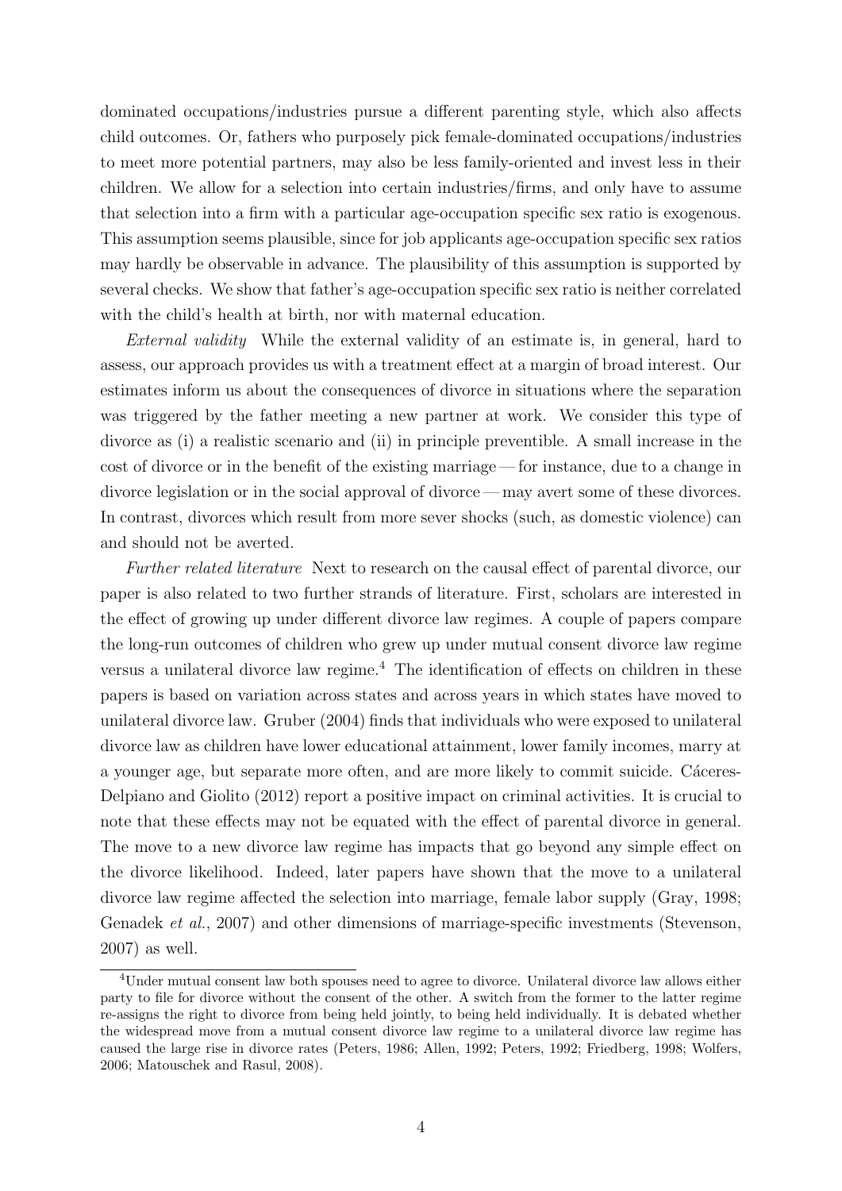dominated occupations/industries pursue a different parenting style, which also affects child outcomes. Or, fathers who purposely pick female-dominated occupations/industries to meet more potential partners, may also be less family-oriented and invest less in their children. We allow for a selection into certain industries/firms, and only have to assume that selection into a firm with a particular age-occupation specific sex ratio is exogenous. This assumption seems plausible, since for job applicants age-occupation specific sex ratios may hardly be observable in advance. The plausibility of this assumption is supported by several checks. We show that father's age-occupation specific sex ratio is neither correlated with the child's health at birth, nor with maternal education.

*External validity* While the external validity of an estimate is, in general, hard to assess, our approach provides us with a treatment effect at a margin of broad interest. Our estimates inform us about the consequences of divorce in situations where the separation was triggered by the father meeting a new partner at work. We consider this type of divorce as (i) a realistic scenario and (ii) in principle preventible. A small increase in the cost of divorce or in the benefit of the existing marriage — for instance, due to a change in divorce legislation or in the social approval of divorce — may avert some of these divorces. In contrast, divorces which result from more sever shocks (such, as domestic violence) can and should not be averted.

*Further related literature* Next to research on the causal effect of parental divorce, our paper is also related to two further strands of literature. First, scholars are interested in the effect of growing up under different divorce law regimes. A couple of papers compare the long-run outcomes of children who grew up under mutual consent divorce law regime versus a unilateral divorce law regime.[4] The identification of effects on children in these papers is based on variation across states and across years in which states have moved to unilateral divorce law. Gruber (2004) finds that individuals who were exposed to unilateral divorce law as children have lower educational attainment, lower family incomes, marry at a younger age, but separate more often, and are more likely to commit suicide. Cáceres-Delpiano and Giolito (2012) report a positive impact on criminal activities. It is crucial to note that these effects may not be equated with the effect of parental divorce in general. The move to a new divorce law regime has impacts that go beyond any simple effect on the divorce likelihood. Indeed, later papers have shown that the move to a unilateral divorce law regime affected the selection into marriage, female labor supply (Gray, 1998; Genadek *et al.*, 2007) and other dimensions of marriage-specific investments (Stevenson, 2007) as well.

[4]Under mutual consent law both spouses need to agree to divorce. Unilateral divorce law allows either party to file for divorce without the consent of the other. A switch from the former to the latter regime re-assigns the right to divorce from being held jointly, to being held individually. It is debated whether the widespread move from a mutual consent divorce law regime to a unilateral divorce law regime has caused the large rise in divorce rates (Peters, 1986; Allen, 1992; Peters, 1992; Friedberg, 1998; Wolfers, 2006; Matouschek and Rasul, 2008).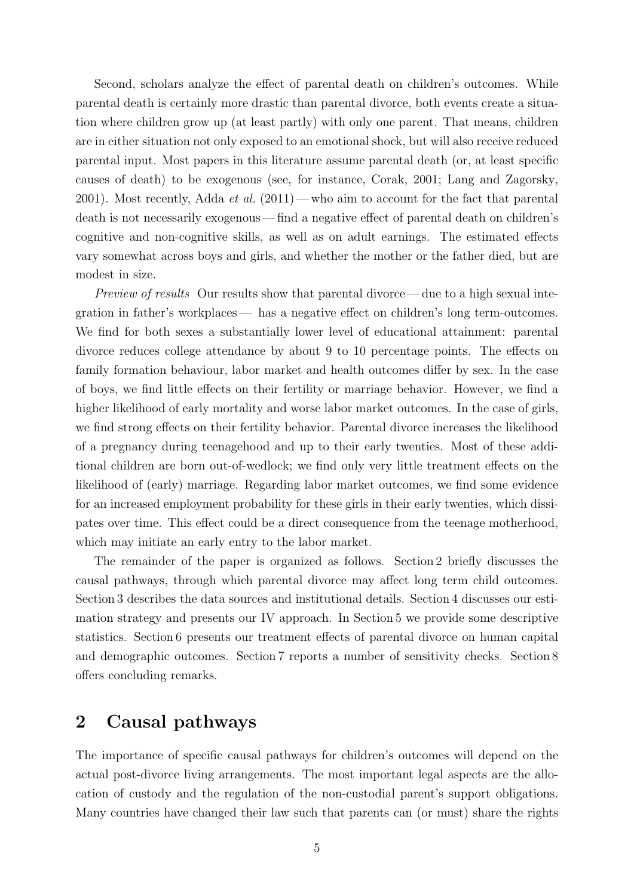Second, scholars analyze the effect of parental death on children's outcomes. While parental death is certainly more drastic than parental divorce, both events create a situation where children grow up (at least partly) with only one parent. That means, children are in either situation not only exposed to an emotional shock, but will also receive reduced parental input. Most papers in this literature assume parental death (or, at least specific causes of death) to be exogenous (see, for instance, Corak, 2001; Lang and Zagorsky, 2001). Most recently, Adda *et al.* (2011) — who aim to account for the fact that parental death is not necessarily exogenous — find a negative effect of parental death on children's cognitive and non-cognitive skills, as well as on adult earnings. The estimated effects vary somewhat across boys and girls, and whether the mother or the father died, but are modest in size.

*Preview of results* Our results show that parental divorce — due to a high sexual integration in father's workplaces — has a negative effect on children's long term-outcomes. We find for both sexes a substantially lower level of educational attainment: parental divorce reduces college attendance by about 9 to 10 percentage points. The effects on family formation behaviour, labor market and health outcomes differ by sex. In the case of boys, we find little effects on their fertility or marriage behavior. However, we find a higher likelihood of early mortality and worse labor market outcomes. In the case of girls, we find strong effects on their fertility behavior. Parental divorce increases the likelihood of a pregnancy during teenagehood and up to their early twenties. Most of these additional children are born out-of-wedlock; we find only very little treatment effects on the likelihood of (early) marriage. Regarding labor market outcomes, we find some evidence for an increased employment probability for these girls in their early twenties, which dissipates over time. This effect could be a direct consequence from the teenage motherhood, which may initiate an early entry to the labor market.

The remainder of the paper is organized as follows. Section 2 briefly discusses the causal pathways, through which parental divorce may affect long term child outcomes. Section 3 describes the data sources and institutional details. Section 4 discusses our estimation strategy and presents our IV approach. In Section 5 we provide some descriptive statistics. Section 6 presents our treatment effects of parental divorce on human capital and demographic outcomes. Section 7 reports a number of sensitivity checks. Section 8 offers concluding remarks.

## 2 Causal pathways

The importance of specific causal pathways for children's outcomes will depend on the actual post-divorce living arrangements. The most important legal aspects are the allocation of custody and the regulation of the non-custodial parent's support obligations. Many countries have changed their law such that parents can (or must) share the rights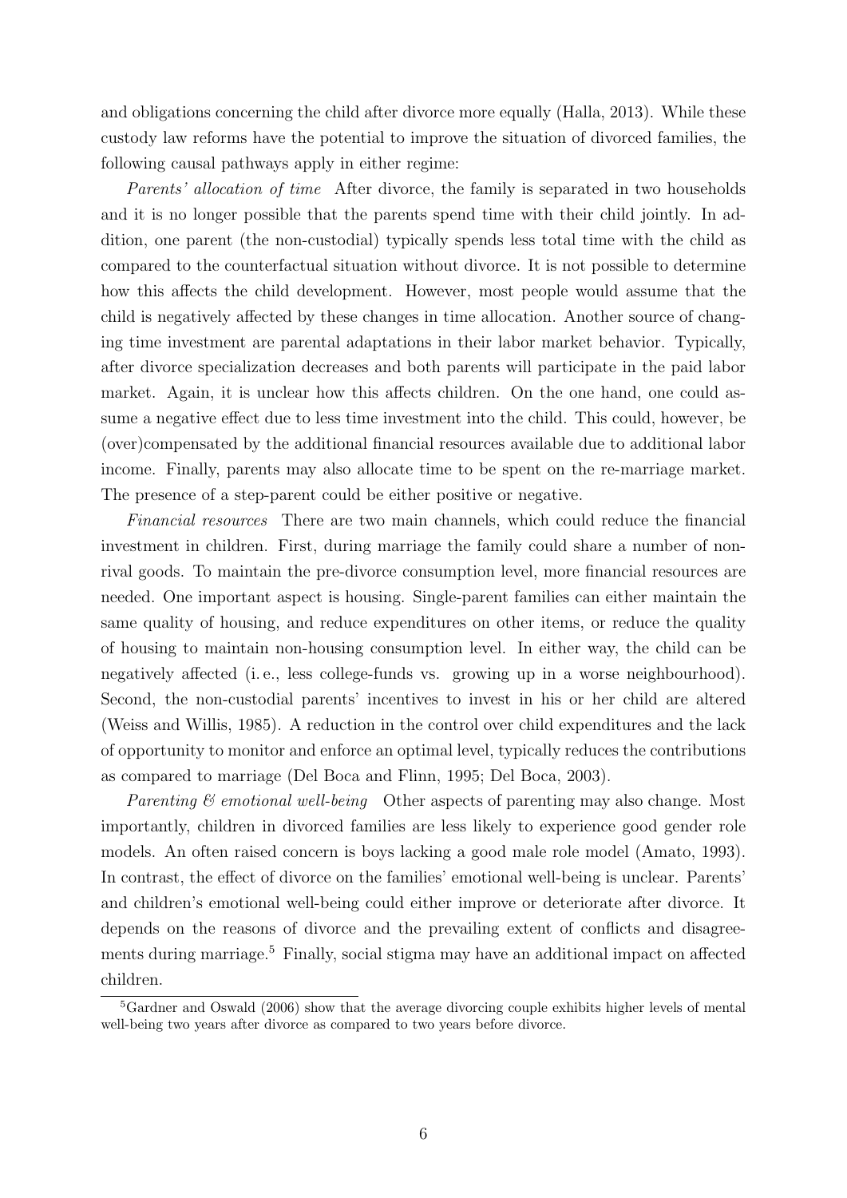and obligations concerning the child after divorce more equally (Halla, 2013). While these custody law reforms have the potential to improve the situation of divorced families, the following causal pathways apply in either regime:

*Parents' allocation of time* After divorce, the family is separated in two households and it is no longer possible that the parents spend time with their child jointly. In addition, one parent (the non-custodial) typically spends less total time with the child as compared to the counterfactual situation without divorce. It is not possible to determine how this affects the child development. However, most people would assume that the child is negatively affected by these changes in time allocation. Another source of changing time investment are parental adaptations in their labor market behavior. Typically, after divorce specialization decreases and both parents will participate in the paid labor market. Again, it is unclear how this affects children. On the one hand, one could assume a negative effect due to less time investment into the child. This could, however, be (over)compensated by the additional financial resources available due to additional labor income. Finally, parents may also allocate time to be spent on the re-marriage market. The presence of a step-parent could be either positive or negative.

*Financial resources* There are two main channels, which could reduce the financial investment in children. First, during marriage the family could share a number of non-rival goods. To maintain the pre-divorce consumption level, more financial resources are needed. One important aspect is housing. Single-parent families can either maintain the same quality of housing, and reduce expenditures on other items, or reduce the quality of housing to maintain non-housing consumption level. In either way, the child can be negatively affected (i. e., less college-funds vs. growing up in a worse neighbourhood). Second, the non-custodial parents' incentives to invest in his or her child are altered (Weiss and Willis, 1985). A reduction in the control over child expenditures and the lack of opportunity to monitor and enforce an optimal level, typically reduces the contributions as compared to marriage (Del Boca and Flinn, 1995; Del Boca, 2003).

*Parenting & emotional well-being* Other aspects of parenting may also change. Most importantly, children in divorced families are less likely to experience good gender role models. An often raised concern is boys lacking a good male role model (Amato, 1993). In contrast, the effect of divorce on the families' emotional well-being is unclear. Parents' and children's emotional well-being could either improve or deteriorate after divorce. It depends on the reasons of divorce and the prevailing extent of conflicts and disagreements during marriage.[5] Finally, social stigma may have an additional impact on affected children.

[5] Gardner and Oswald (2006) show that the average divorcing couple exhibits higher levels of mental well-being two years after divorce as compared to two years before divorce.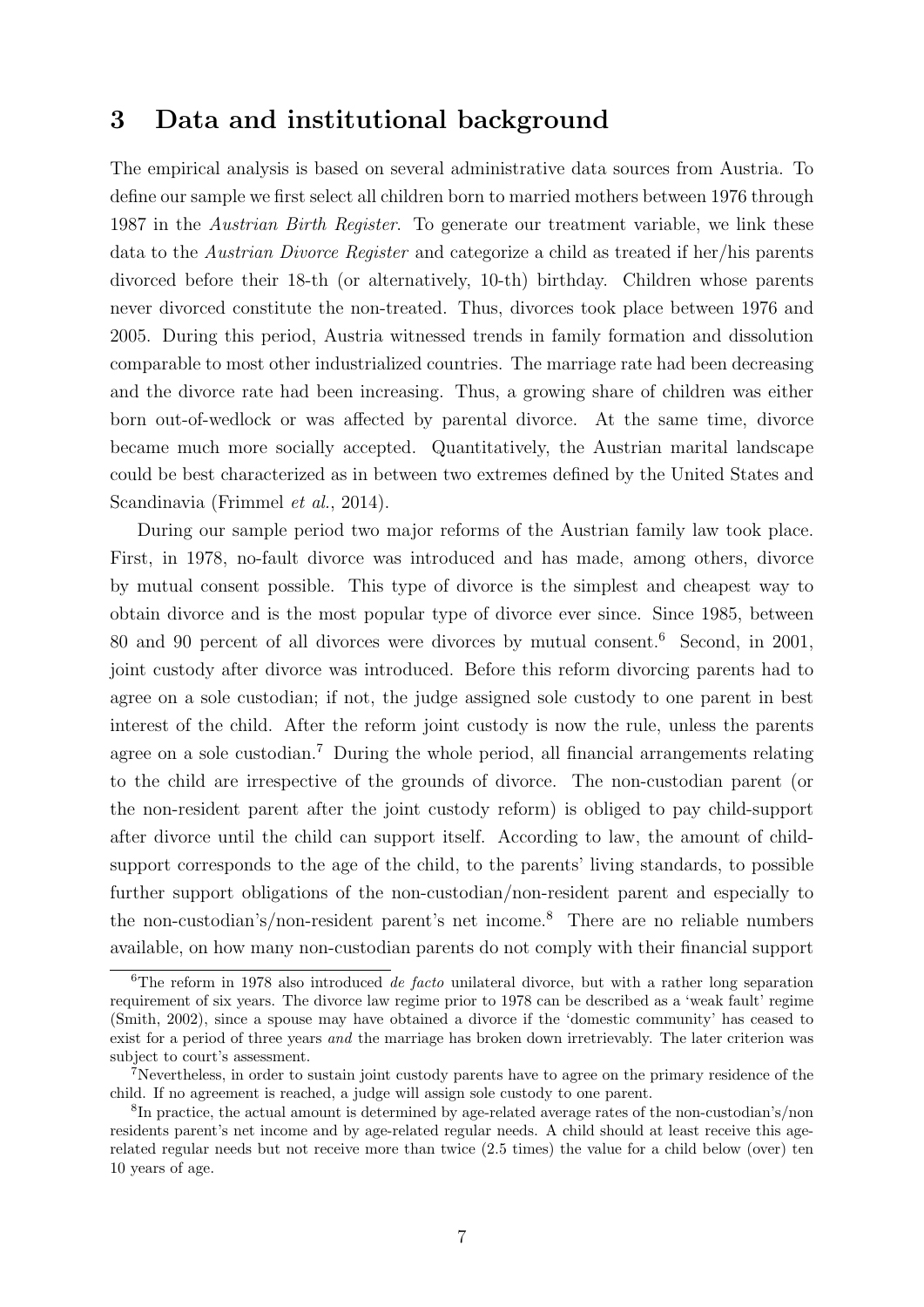## 3 Data and institutional background

The empirical analysis is based on several administrative data sources from Austria. To define our sample we first select all children born to married mothers between 1976 through 1987 in the *Austrian Birth Register*. To generate our treatment variable, we link these data to the *Austrian Divorce Register* and categorize a child as treated if her/his parents divorced before their 18-th (or alternatively, 10-th) birthday. Children whose parents never divorced constitute the non-treated. Thus, divorces took place between 1976 and 2005. During this period, Austria witnessed trends in family formation and dissolution comparable to most other industrialized countries. The marriage rate had been decreasing and the divorce rate had been increasing. Thus, a growing share of children was either born out-of-wedlock or was affected by parental divorce. At the same time, divorce became much more socially accepted. Quantitatively, the Austrian marital landscape could be best characterized as in between two extremes defined by the United States and Scandinavia (Frimmel *et al.*, 2014).

During our sample period two major reforms of the Austrian family law took place. First, in 1978, no-fault divorce was introduced and has made, among others, divorce by mutual consent possible. This type of divorce is the simplest and cheapest way to obtain divorce and is the most popular type of divorce ever since. Since 1985, between 80 and 90 percent of all divorces were divorces by mutual consent.[6] Second, in 2001, joint custody after divorce was introduced. Before this reform divorcing parents had to agree on a sole custodian; if not, the judge assigned sole custody to one parent in best interest of the child. After the reform joint custody is now the rule, unless the parents agree on a sole custodian.[7] During the whole period, all financial arrangements relating to the child are irrespective of the grounds of divorce. The non-custodian parent (or the non-resident parent after the joint custody reform) is obliged to pay child-support after divorce until the child can support itself. According to law, the amount of child-support corresponds to the age of the child, to the parents' living standards, to possible further support obligations of the non-custodian/non-resident parent and especially to the non-custodian's/non-resident parent's net income.[8] There are no reliable numbers available, on how many non-custodian parents do not comply with their financial support

[6] The reform in 1978 also introduced *de facto* unilateral divorce, but with a rather long separation requirement of six years. The divorce law regime prior to 1978 can be described as a 'weak fault' regime (Smith, 2002), since a spouse may have obtained a divorce if the 'domestic community' has ceased to exist for a period of three years *and* the marriage has broken down irretrievably. The later criterion was subject to court's assessment.

[7] Nevertheless, in order to sustain joint custody parents have to agree on the primary residence of the child. If no agreement is reached, a judge will assign sole custody to one parent.

[8] In practice, the actual amount is determined by age-related average rates of the non-custodian's/non residents parent's net income and by age-related regular needs. A child should at least receive this age-related regular needs but not receive more than twice (2.5 times) the value for a child below (over) ten 10 years of age.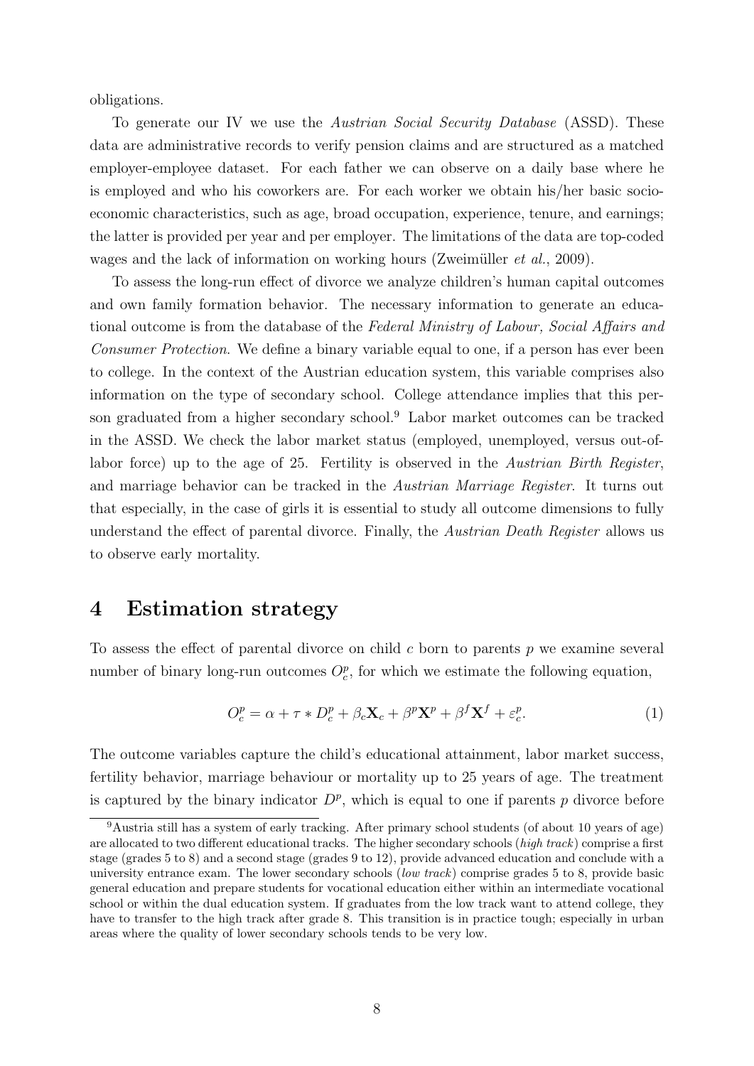obligations.

To generate our IV we use the *Austrian Social Security Database* (ASSD). These data are administrative records to verify pension claims and are structured as a matched employer-employee dataset. For each father we can observe on a daily base where he is employed and who his coworkers are. For each worker we obtain his/her basic socio-economic characteristics, such as age, broad occupation, experience, tenure, and earnings; the latter is provided per year and per employer. The limitations of the data are top-coded wages and the lack of information on working hours (Zweimüller *et al.*, 2009).

To assess the long-run effect of divorce we analyze children's human capital outcomes and own family formation behavior. The necessary information to generate an educational outcome is from the database of the *Federal Ministry of Labour, Social Affairs and Consumer Protection*. We define a binary variable equal to one, if a person has ever been to college. In the context of the Austrian education system, this variable comprises also information on the type of secondary school. College attendance implies that this person graduated from a higher secondary school.[9] Labor market outcomes can be tracked in the ASSD. We check the labor market status (employed, unemployed, versus out-of-labor force) up to the age of 25. Fertility is observed in the *Austrian Birth Register*, and marriage behavior can be tracked in the *Austrian Marriage Register*. It turns out that especially, in the case of girls it is essential to study all outcome dimensions to fully understand the effect of parental divorce. Finally, the *Austrian Death Register* allows us to observe early mortality.

## 4 Estimation strategy

To assess the effect of parental divorce on child $c$ born to parents $p$ we examine several number of binary long-run outcomes $O^p_c$, for which we estimate the following equation,

$$O^p_c = \alpha + \tau * D^p_c + \beta_c \mathbf{X}_c + \beta^p \mathbf{X}^p + \beta^f \mathbf{X}^f + \varepsilon^p_c. \quad (1)$$

The outcome variables capture the child's educational attainment, labor market success, fertility behavior, marriage behaviour or mortality up to 25 years of age. The treatment is captured by the binary indicator $D^p$, which is equal to one if parents $p$ divorce before

[9] Austria still has a system of early tracking. After primary school students (of about 10 years of age) are allocated to two different educational tracks. The higher secondary schools (*high track*) comprise a first stage (grades 5 to 8) and a second stage (grades 9 to 12), provide advanced education and conclude with a university entrance exam. The lower secondary schools (*low track*) comprise grades 5 to 8, provide basic general education and prepare students for vocational education either within an intermediate vocational school or within the dual education system. If graduates from the low track want to attend college, they have to transfer to the high track after grade 8. This transition is in practice tough; especially in urban areas where the quality of lower secondary schools tends to be very low.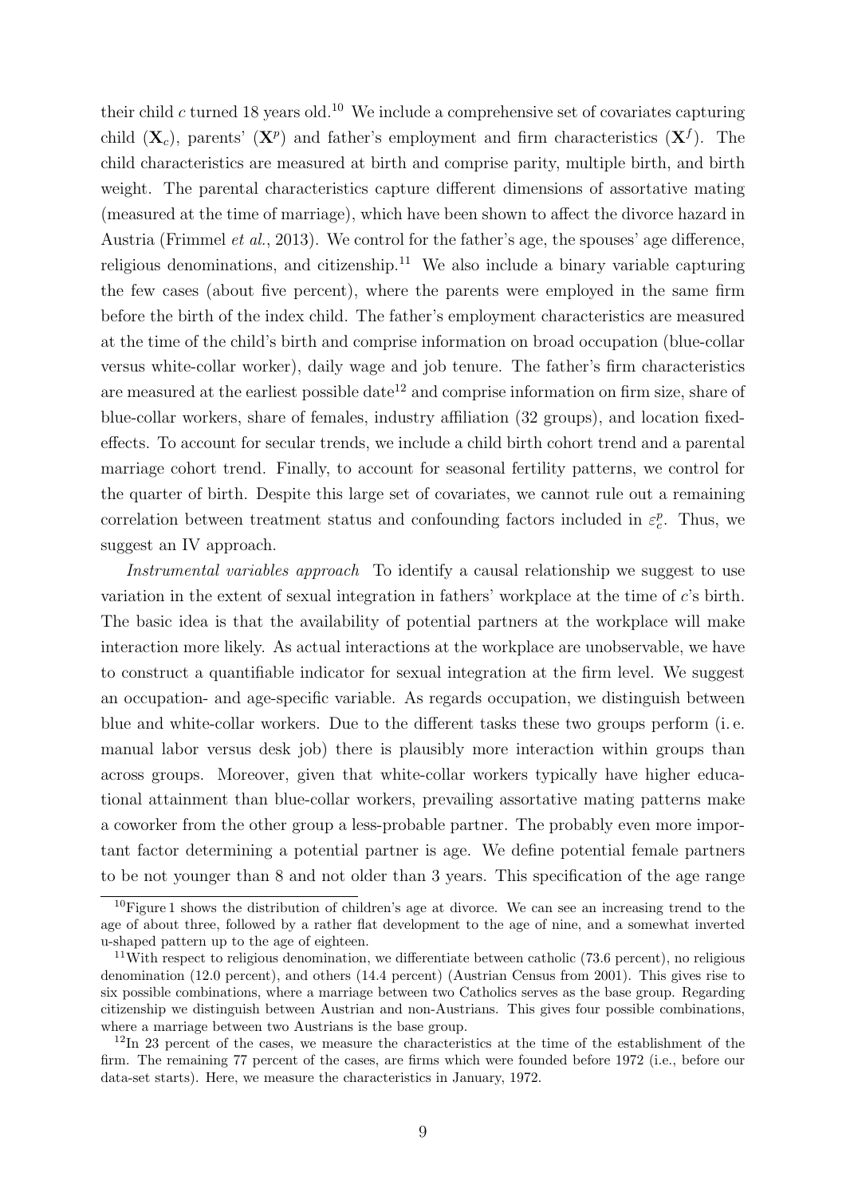their child $c$ turned 18 years old.[10] We include a comprehensive set of covariates capturing child ($\mathbf{X}_c$), parents' ($\mathbf{X}^p$) and father's employment and firm characteristics ($\mathbf{X}^f$). The child characteristics are measured at birth and comprise parity, multiple birth, and birth weight. The parental characteristics capture different dimensions of assortative mating (measured at the time of marriage), which have been shown to affect the divorce hazard in Austria (Frimmel *et al.*, 2013). We control for the father's age, the spouses' age difference, religious denominations, and citizenship.[11] We also include a binary variable capturing the few cases (about five percent), where the parents were employed in the same firm before the birth of the index child. The father's employment characteristics are measured at the time of the child's birth and comprise information on broad occupation (blue-collar versus white-collar worker), daily wage and job tenure. The father's firm characteristics are measured at the earliest possible date[12] and comprise information on firm size, share of blue-collar workers, share of females, industry affiliation (32 groups), and location fixed-effects. To account for secular trends, we include a child birth cohort trend and a parental marriage cohort trend. Finally, to account for seasonal fertility patterns, we control for the quarter of birth. Despite this large set of covariates, we cannot rule out a remaining correlation between treatment status and confounding factors included in $\varepsilon_c^p$. Thus, we suggest an IV approach.

*Instrumental variables approach* To identify a causal relationship we suggest to use variation in the extent of sexual integration in fathers' workplace at the time of $c$'s birth. The basic idea is that the availability of potential partners at the workplace will make interaction more likely. As actual interactions at the workplace are unobservable, we have to construct a quantifiable indicator for sexual integration at the firm level. We suggest an occupation- and age-specific variable. As regards occupation, we distinguish between blue and white-collar workers. Due to the different tasks these two groups perform (i. e. manual labor versus desk job) there is plausibly more interaction within groups than across groups. Moreover, given that white-collar workers typically have higher educational attainment than blue-collar workers, prevailing assortative mating patterns make a coworker from the other group a less-probable partner. The probably even more important factor determining a potential partner is age. We define potential female partners to be not younger than 8 and not older than 3 years. This specification of the age range

[10] Figure 1 shows the distribution of children's age at divorce. We can see an increasing trend to the age of about three, followed by a rather flat development to the age of nine, and a somewhat inverted u-shaped pattern up to the age of eighteen.

[11] With respect to religious denomination, we differentiate between catholic (73.6 percent), no religious denomination (12.0 percent), and others (14.4 percent) (Austrian Census from 2001). This gives rise to six possible combinations, where a marriage between two Catholics serves as the base group. Regarding citizenship we distinguish between Austrian and non-Austrians. This gives four possible combinations, where a marriage between two Austrians is the base group.

[12] In 23 percent of the cases, we measure the characteristics at the time of the establishment of the firm. The remaining 77 percent of the cases, are firms which were founded before 1972 (i.e., before our data-set starts). Here, we measure the characteristics in January, 1972.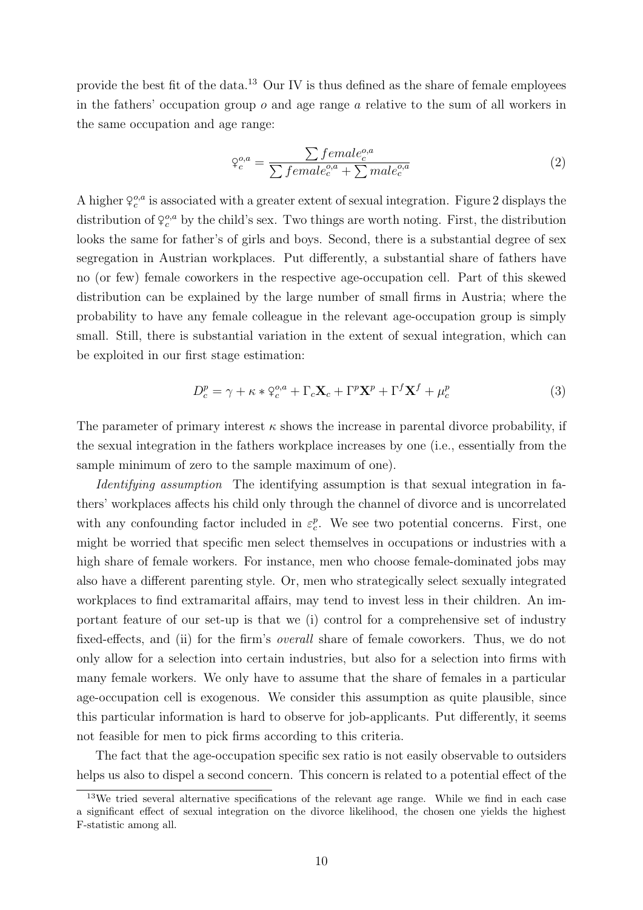provide the best fit of the data.[13] Our IV is thus defined as the share of female employees in the fathers' occupation group $o$ and age range $a$ relative to the sum of all workers in the same occupation and age range:

$$♀_c^{o,a} = \frac{\sum female_c^{o,a}}{\sum female_c^{o,a} + \sum male_c^{o,a}} \tag{2}$$

A higher $♀_c^{o,a}$ is associated with a greater extent of sexual integration. Figure 2 displays the distribution of $♀_c^{o,a}$ by the child's sex. Two things are worth noting. First, the distribution looks the same for father's of girls and boys. Second, there is a substantial degree of sex segregation in Austrian workplaces. Put differently, a substantial share of fathers have no (or few) female coworkers in the respective age-occupation cell. Part of this skewed distribution can be explained by the large number of small firms in Austria; where the probability to have any female colleague in the relevant age-occupation group is simply small. Still, there is substantial variation in the extent of sexual integration, which can be exploited in our first stage estimation:

$$D_c^p = \gamma + \kappa * ♀_c^{o,a} + \Gamma_c \mathbf{X}_c + \Gamma^p \mathbf{X}^p + \Gamma^f \mathbf{X}^f + \mu_c^p \tag{3}$$

The parameter of primary interest $\kappa$ shows the increase in parental divorce probability, if the sexual integration in the fathers workplace increases by one (i.e., essentially from the sample minimum of zero to the sample maximum of one).

*Identifying assumption* The identifying assumption is that sexual integration in fathers' workplaces affects his child only through the channel of divorce and is uncorrelated with any confounding factor included in $\varepsilon_c^p$. We see two potential concerns. First, one might be worried that specific men select themselves in occupations or industries with a high share of female workers. For instance, men who choose female-dominated jobs may also have a different parenting style. Or, men who strategically select sexually integrated workplaces to find extramarital affairs, may tend to invest less in their children. An important feature of our set-up is that we (i) control for a comprehensive set of industry fixed-effects, and (ii) for the firm's *overall* share of female coworkers. Thus, we do not only allow for a selection into certain industries, but also for a selection into firms with many female workers. We only have to assume that the share of females in a particular age-occupation cell is exogenous. We consider this assumption as quite plausible, since this particular information is hard to observe for job-applicants. Put differently, it seems not feasible for men to pick firms according to this criteria.

The fact that the age-occupation specific sex ratio is not easily observable to outsiders helps us also to dispel a second concern. This concern is related to a potential effect of the

[13] We tried several alternative specifications of the relevant age range. While we find in each case a significant effect of sexual integration on the divorce likelihood, the chosen one yields the highest F-statistic among all.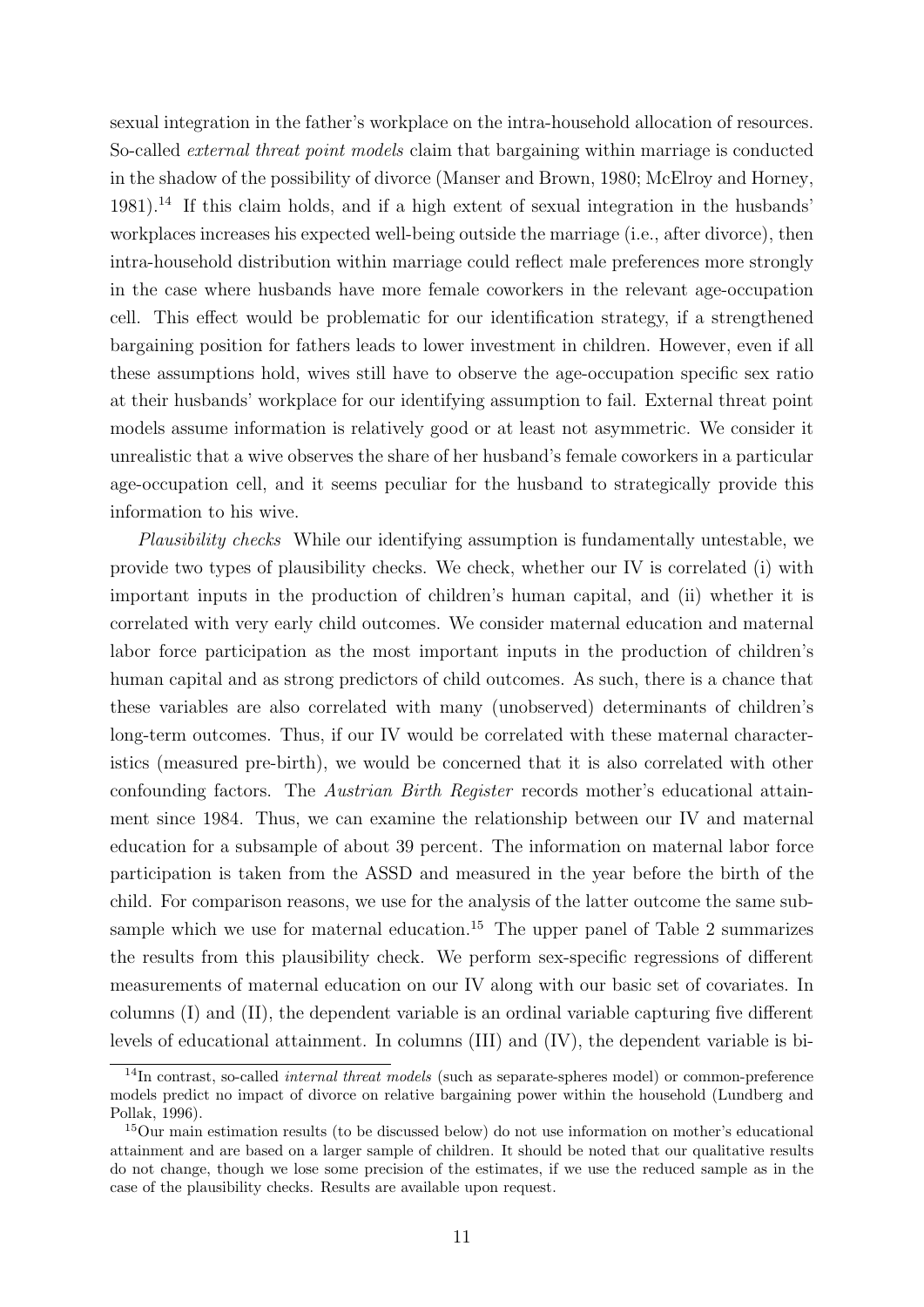sexual integration in the father's workplace on the intra-household allocation of resources. So-called *external threat point models* claim that bargaining within marriage is conducted in the shadow of the possibility of divorce (Manser and Brown, 1980; McElroy and Horney, 1981).[14] If this claim holds, and if a high extent of sexual integration in the husbands' workplaces increases his expected well-being outside the marriage (i.e., after divorce), then intra-household distribution within marriage could reflect male preferences more strongly in the case where husbands have more female coworkers in the relevant age-occupation cell. This effect would be problematic for our identification strategy, if a strengthened bargaining position for fathers leads to lower investment in children. However, even if all these assumptions hold, wives still have to observe the age-occupation specific sex ratio at their husbands' workplace for our identifying assumption to fail. External threat point models assume information is relatively good or at least not asymmetric. We consider it unrealistic that a wive observes the share of her husband's female coworkers in a particular age-occupation cell, and it seems peculiar for the husband to strategically provide this information to his wive.

*Plausibility checks* While our identifying assumption is fundamentally untestable, we provide two types of plausibility checks. We check, whether our IV is correlated (i) with important inputs in the production of children's human capital, and (ii) whether it is correlated with very early child outcomes. We consider maternal education and maternal labor force participation as the most important inputs in the production of children's human capital and as strong predictors of child outcomes. As such, there is a chance that these variables are also correlated with many (unobserved) determinants of children's long-term outcomes. Thus, if our IV would be correlated with these maternal characteristics (measured pre-birth), we would be concerned that it is also correlated with other confounding factors. The *Austrian Birth Register* records mother's educational attainment since 1984. Thus, we can examine the relationship between our IV and maternal education for a subsample of about 39 percent. The information on maternal labor force participation is taken from the ASSD and measured in the year before the birth of the child. For comparison reasons, we use for the analysis of the latter outcome the same subsample which we use for maternal education.[15] The upper panel of Table 2 summarizes the results from this plausibility check. We perform sex-specific regressions of different measurements of maternal education on our IV along with our basic set of covariates. In columns (I) and (II), the dependent variable is an ordinal variable capturing five different levels of educational attainment. In columns (III) and (IV), the dependent variable is bi-

[14] In contrast, so-called *internal threat models* (such as separate-spheres model) or common-preference models predict no impact of divorce on relative bargaining power within the household (Lundberg and Pollak, 1996).

[15] Our main estimation results (to be discussed below) do not use information on mother's educational attainment and are based on a larger sample of children. It should be noted that our qualitative results do not change, though we lose some precision of the estimates, if we use the reduced sample as in the case of the plausibility checks. Results are available upon request.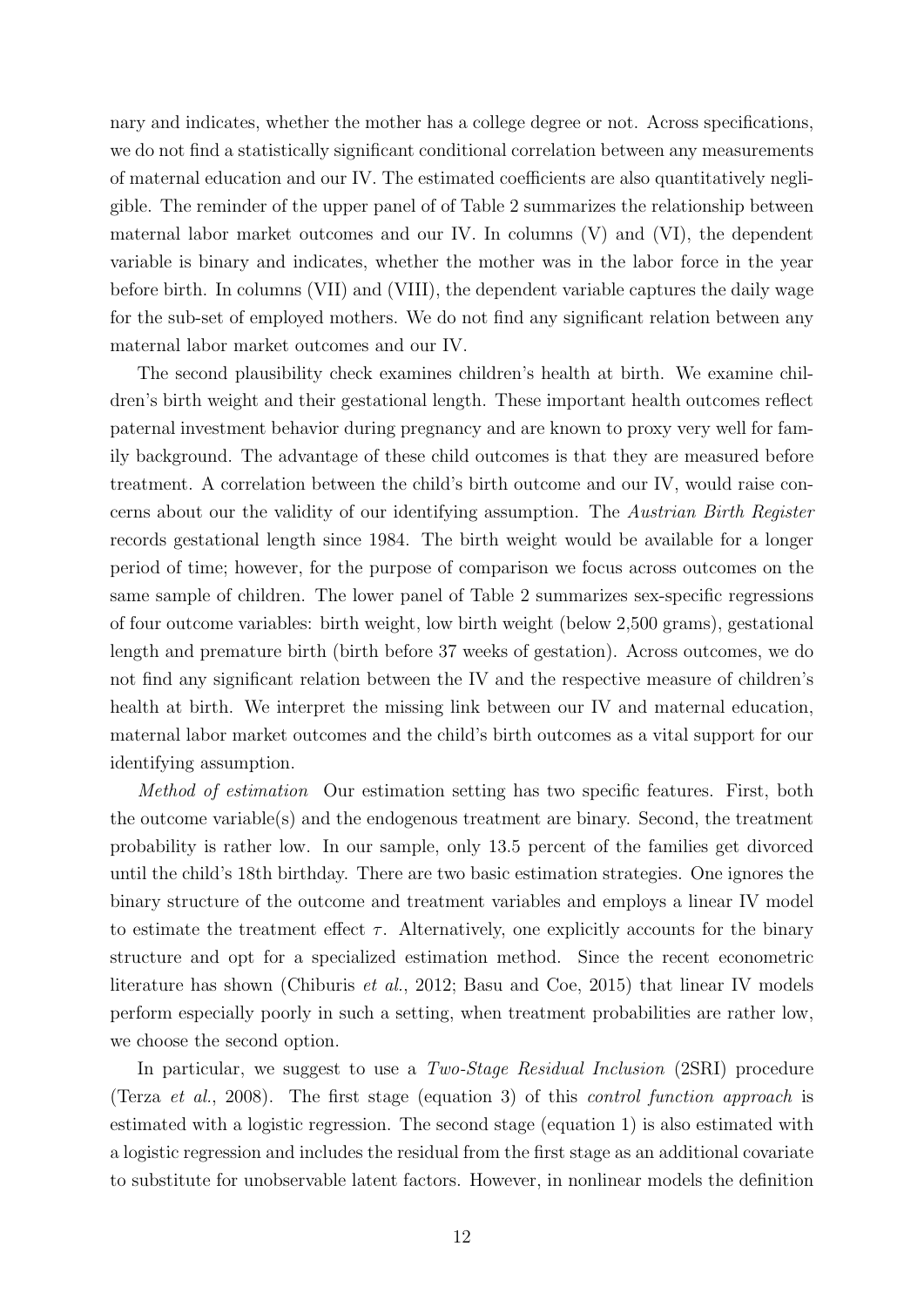nary and indicates, whether the mother has a college degree or not. Across specifications, we do not find a statistically significant conditional correlation between any measurements of maternal education and our IV. The estimated coefficients are also quantitatively negligible. The reminder of the upper panel of of Table 2 summarizes the relationship between maternal labor market outcomes and our IV. In columns (V) and (VI), the dependent variable is binary and indicates, whether the mother was in the labor force in the year before birth. In columns (VII) and (VIII), the dependent variable captures the daily wage for the sub-set of employed mothers. We do not find any significant relation between any maternal labor market outcomes and our IV.

The second plausibility check examines children's health at birth. We examine children's birth weight and their gestational length. These important health outcomes reflect paternal investment behavior during pregnancy and are known to proxy very well for family background. The advantage of these child outcomes is that they are measured before treatment. A correlation between the child's birth outcome and our IV, would raise concerns about our the validity of our identifying assumption. The *Austrian Birth Register* records gestational length since 1984. The birth weight would be available for a longer period of time; however, for the purpose of comparison we focus across outcomes on the same sample of children. The lower panel of Table 2 summarizes sex-specific regressions of four outcome variables: birth weight, low birth weight (below 2,500 grams), gestational length and premature birth (birth before 37 weeks of gestation). Across outcomes, we do not find any significant relation between the IV and the respective measure of children's health at birth. We interpret the missing link between our IV and maternal education, maternal labor market outcomes and the child's birth outcomes as a vital support for our identifying assumption.

*Method of estimation* Our estimation setting has two specific features. First, both the outcome variable(s) and the endogenous treatment are binary. Second, the treatment probability is rather low. In our sample, only 13.5 percent of the families get divorced until the child's 18th birthday. There are two basic estimation strategies. One ignores the binary structure of the outcome and treatment variables and employs a linear IV model to estimate the treatment effect $\tau$. Alternatively, one explicitly accounts for the binary structure and opt for a specialized estimation method. Since the recent econometric literature has shown (Chiburis *et al.*, 2012; Basu and Coe, 2015) that linear IV models perform especially poorly in such a setting, when treatment probabilities are rather low, we choose the second option.

In particular, we suggest to use a *Two-Stage Residual Inclusion* (2SRI) procedure (Terza *et al.*, 2008). The first stage (equation 3) of this *control function approach* is estimated with a logistic regression. The second stage (equation 1) is also estimated with a logistic regression and includes the residual from the first stage as an additional covariate to substitute for unobservable latent factors. However, in nonlinear models the definition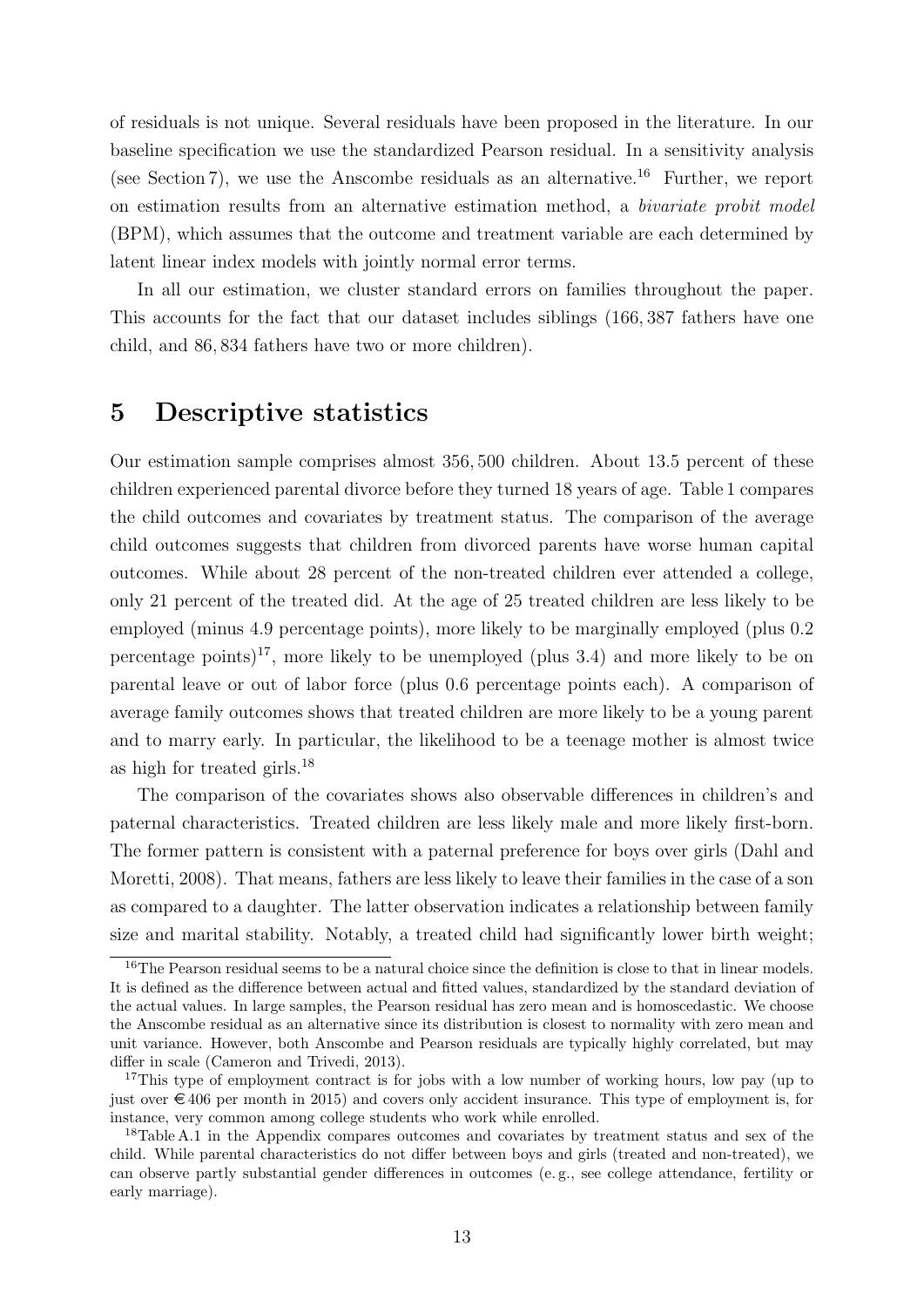of residuals is not unique. Several residuals have been proposed in the literature. In our baseline specification we use the standardized Pearson residual. In a sensitivity analysis (see Section 7), we use the Anscombe residuals as an alternative.[16] Further, we report on estimation results from an alternative estimation method, a *bivariate probit model* (BPM), which assumes that the outcome and treatment variable are each determined by latent linear index models with jointly normal error terms.

In all our estimation, we cluster standard errors on families throughout the paper. This accounts for the fact that our dataset includes siblings (166,387 fathers have one child, and 86,834 fathers have two or more children).

# 5 Descriptive statistics

Our estimation sample comprises almost 356,500 children. About 13.5 percent of these children experienced parental divorce before they turned 18 years of age. Table 1 compares the child outcomes and covariates by treatment status. The comparison of the average child outcomes suggests that children from divorced parents have worse human capital outcomes. While about 28 percent of the non-treated children ever attended a college, only 21 percent of the treated did. At the age of 25 treated children are less likely to be employed (minus 4.9 percentage points), more likely to be marginally employed (plus 0.2 percentage points)[17], more likely to be unemployed (plus 3.4) and more likely to be on parental leave or out of labor force (plus 0.6 percentage points each). A comparison of average family outcomes shows that treated children are more likely to be a young parent and to marry early. In particular, the likelihood to be a teenage mother is almost twice as high for treated girls.[18]

The comparison of the covariates shows also observable differences in children's and paternal characteristics. Treated children are less likely male and more likely first-born. The former pattern is consistent with a paternal preference for boys over girls (Dahl and Moretti, 2008). That means, fathers are less likely to leave their families in the case of a son as compared to a daughter. The latter observation indicates a relationship between family size and marital stability. Notably, a treated child had significantly lower birth weight;

[16] The Pearson residual seems to be a natural choice since the definition is close to that in linear models. It is defined as the difference between actual and fitted values, standardized by the standard deviation of the actual values. In large samples, the Pearson residual has zero mean and is homoscedastic. We choose the Anscombe residual as an alternative since its distribution is closest to normality with zero mean and unit variance. However, both Anscombe and Pearson residuals are typically highly correlated, but may differ in scale (Cameron and Trivedi, 2013).

[17] This type of employment contract is for jobs with a low number of working hours, low pay (up to just over €406 per month in 2015) and covers only accident insurance. This type of employment is, for instance, very common among college students who work while enrolled.

[18] Table A.1 in the Appendix compares outcomes and covariates by treatment status and sex of the child. While parental characteristics do not differ between boys and girls (treated and non-treated), we can observe partly substantial gender differences in outcomes (e. g., see college attendance, fertility or early marriage).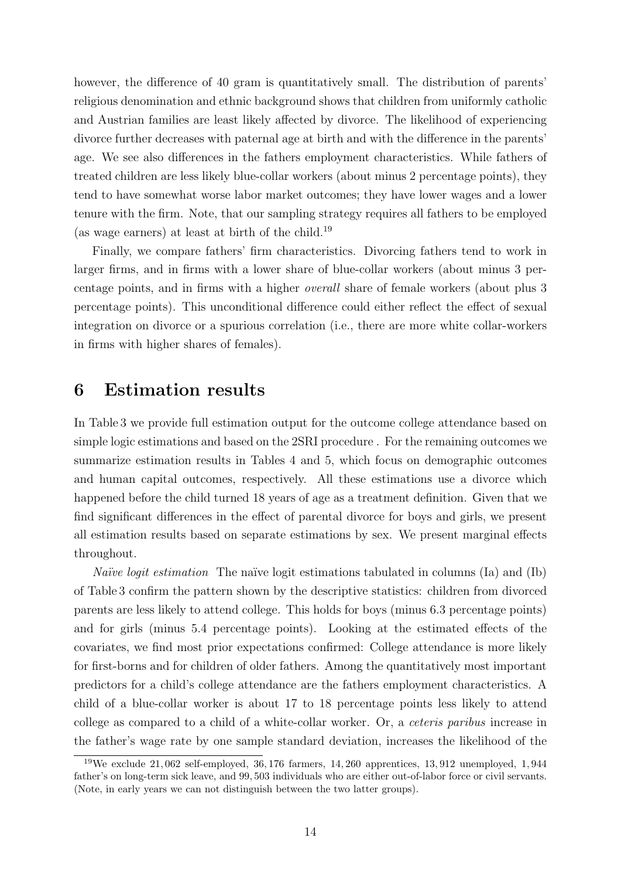however, the difference of 40 gram is quantitatively small. The distribution of parents' religious denomination and ethnic background shows that children from uniformly catholic and Austrian families are least likely affected by divorce. The likelihood of experiencing divorce further decreases with paternal age at birth and with the difference in the parents' age. We see also differences in the fathers employment characteristics. While fathers of treated children are less likely blue-collar workers (about minus 2 percentage points), they tend to have somewhat worse labor market outcomes; they have lower wages and a lower tenure with the firm. Note, that our sampling strategy requires all fathers to be employed (as wage earners) at least at birth of the child.[19]

Finally, we compare fathers' firm characteristics. Divorcing fathers tend to work in larger firms, and in firms with a lower share of blue-collar workers (about minus 3 percentage points, and in firms with a higher *overall* share of female workers (about plus 3 percentage points). This unconditional difference could either reflect the effect of sexual integration on divorce or a spurious correlation (i.e., there are more white collar-workers in firms with higher shares of females).

# 6 Estimation results

In Table 3 we provide full estimation output for the outcome college attendance based on simple logic estimations and based on the 2SRI procedure . For the remaining outcomes we summarize estimation results in Tables 4 and 5, which focus on demographic outcomes and human capital outcomes, respectively. All these estimations use a divorce which happened before the child turned 18 years of age as a treatment definition. Given that we find significant differences in the effect of parental divorce for boys and girls, we present all estimation results based on separate estimations by sex. We present marginal effects throughout.

*Naïve logit estimation* The naïve logit estimations tabulated in columns (Ia) and (Ib) of Table 3 confirm the pattern shown by the descriptive statistics: children from divorced parents are less likely to attend college. This holds for boys (minus 6.3 percentage points) and for girls (minus 5.4 percentage points). Looking at the estimated effects of the covariates, we find most prior expectations confirmed: College attendance is more likely for first-borns and for children of older fathers. Among the quantitatively most important predictors for a child's college attendance are the fathers employment characteristics. A child of a blue-collar worker is about 17 to 18 percentage points less likely to attend college as compared to a child of a white-collar worker. Or, a *ceteris paribus* increase in the father's wage rate by one sample standard deviation, increases the likelihood of the

[19] We exclude 21,062 self-employed, 36,176 farmers, 14,260 apprentices, 13,912 unemployed, 1,944 father's on long-term sick leave, and 99,503 individuals who are either out-of-labor force or civil servants. (Note, in early years we can not distinguish between the two latter groups).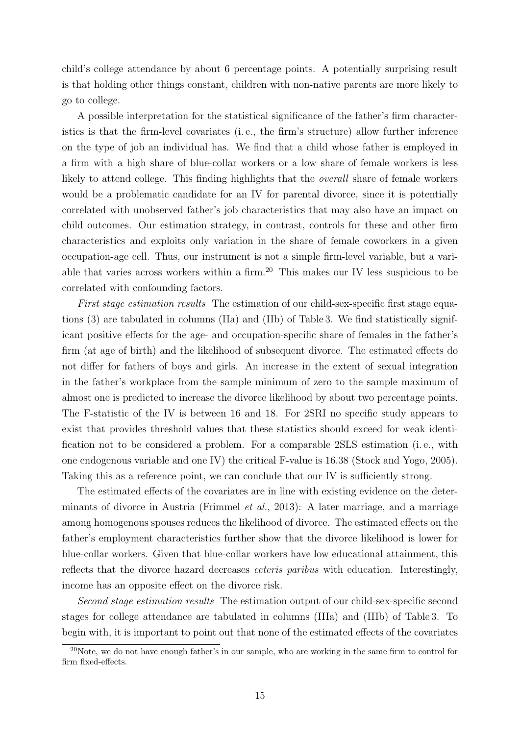child's college attendance by about 6 percentage points. A potentially surprising result is that holding other things constant, children with non-native parents are more likely to go to college.

A possible interpretation for the statistical significance of the father's firm characteristics is that the firm-level covariates (i. e., the firm's structure) allow further inference on the type of job an individual has. We find that a child whose father is employed in a firm with a high share of blue-collar workers or a low share of female workers is less likely to attend college. This finding highlights that the *overall* share of female workers would be a problematic candidate for an IV for parental divorce, since it is potentially correlated with unobserved father's job characteristics that may also have an impact on child outcomes. Our estimation strategy, in contrast, controls for these and other firm characteristics and exploits only variation in the share of female coworkers in a given occupation-age cell. Thus, our instrument is not a simple firm-level variable, but a variable that varies across workers within a firm.[20] This makes our IV less suspicious to be correlated with confounding factors.

*First stage estimation results* The estimation of our child-sex-specific first stage equations (3) are tabulated in columns (IIa) and (IIb) of Table 3. We find statistically significant positive effects for the age- and occupation-specific share of females in the father's firm (at age of birth) and the likelihood of subsequent divorce. The estimated effects do not differ for fathers of boys and girls. An increase in the extent of sexual integration in the father's workplace from the sample minimum of zero to the sample maximum of almost one is predicted to increase the divorce likelihood by about two percentage points. The F-statistic of the IV is between 16 and 18. For 2SRI no specific study appears to exist that provides threshold values that these statistics should exceed for weak identification not to be considered a problem. For a comparable 2SLS estimation (i. e., with one endogenous variable and one IV) the critical F-value is 16.38 (Stock and Yogo, 2005). Taking this as a reference point, we can conclude that our IV is sufficiently strong.

The estimated effects of the covariates are in line with existing evidence on the determinants of divorce in Austria (Frimmel *et al.*, 2013): A later marriage, and a marriage among homogenous spouses reduces the likelihood of divorce. The estimated effects on the father's employment characteristics further show that the divorce likelihood is lower for blue-collar workers. Given that blue-collar workers have low educational attainment, this reflects that the divorce hazard decreases *ceteris paribus* with education. Interestingly, income has an opposite effect on the divorce risk.

*Second stage estimation results* The estimation output of our child-sex-specific second stages for college attendance are tabulated in columns (IIIa) and (IIIb) of Table 3. To begin with, it is important to point out that none of the estimated effects of the covariates

[20]Note, we do not have enough father's in our sample, who are working in the same firm to control for firm fixed-effects.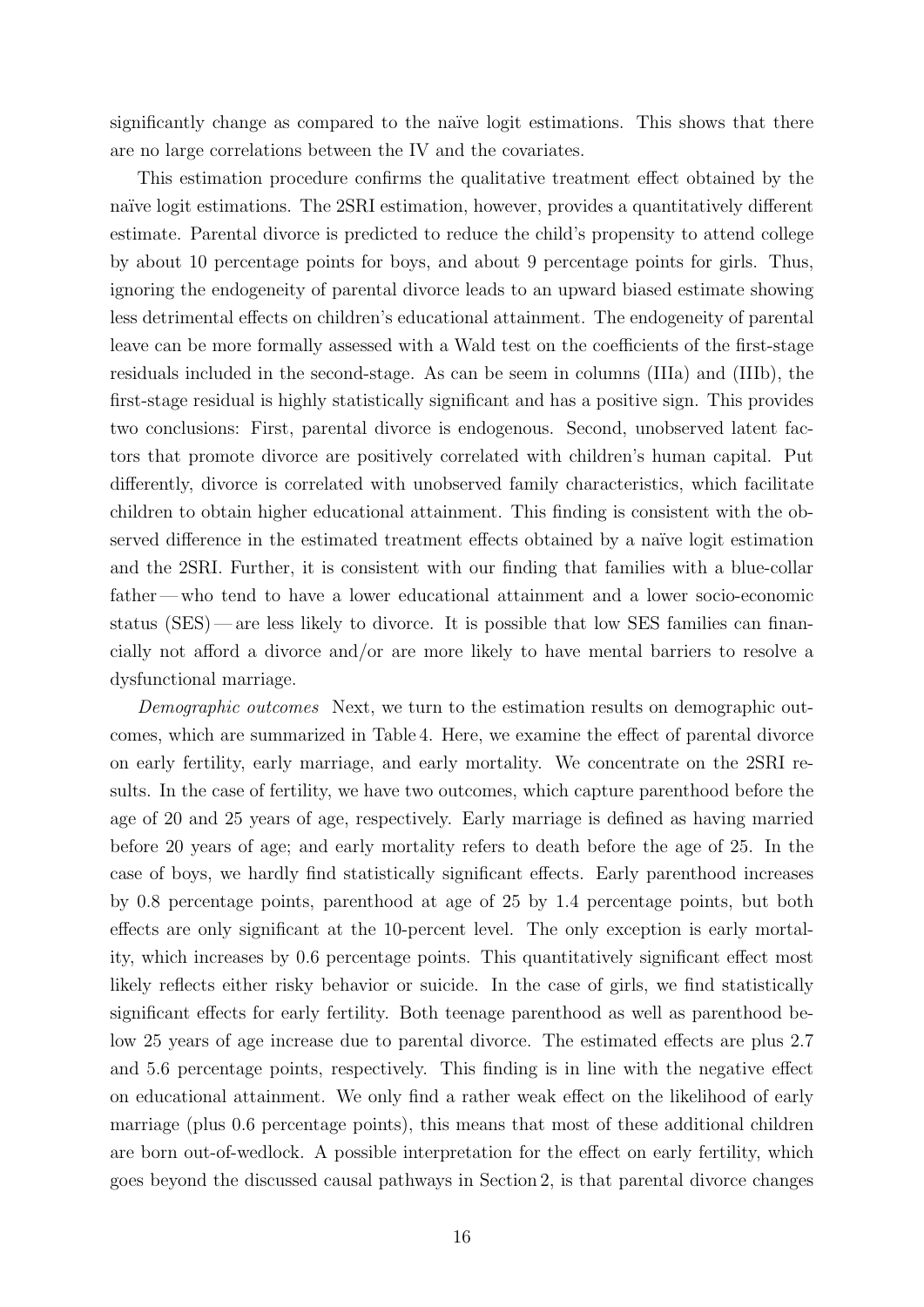significantly change as compared to the naïve logit estimations. This shows that there are no large correlations between the IV and the covariates.

This estimation procedure confirms the qualitative treatment effect obtained by the naïve logit estimations. The 2SRI estimation, however, provides a quantitatively different estimate. Parental divorce is predicted to reduce the child's propensity to attend college by about 10 percentage points for boys, and about 9 percentage points for girls. Thus, ignoring the endogeneity of parental divorce leads to an upward biased estimate showing less detrimental effects on children's educational attainment. The endogeneity of parental leave can be more formally assessed with a Wald test on the coefficients of the first-stage residuals included in the second-stage. As can be seem in columns (IIIa) and (IIIb), the first-stage residual is highly statistically significant and has a positive sign. This provides two conclusions: First, parental divorce is endogenous. Second, unobserved latent factors that promote divorce are positively correlated with children's human capital. Put differently, divorce is correlated with unobserved family characteristics, which facilitate children to obtain higher educational attainment. This finding is consistent with the observed difference in the estimated treatment effects obtained by a naïve logit estimation and the 2SRI. Further, it is consistent with our finding that families with a blue-collar father — who tend to have a lower educational attainment and a lower socio-economic status (SES) — are less likely to divorce. It is possible that low SES families can financially not afford a divorce and/or are more likely to have mental barriers to resolve a dysfunctional marriage.

*Demographic outcomes* Next, we turn to the estimation results on demographic outcomes, which are summarized in Table 4. Here, we examine the effect of parental divorce on early fertility, early marriage, and early mortality. We concentrate on the 2SRI results. In the case of fertility, we have two outcomes, which capture parenthood before the age of 20 and 25 years of age, respectively. Early marriage is defined as having married before 20 years of age; and early mortality refers to death before the age of 25. In the case of boys, we hardly find statistically significant effects. Early parenthood increases by 0.8 percentage points, parenthood at age of 25 by 1.4 percentage points, but both effects are only significant at the 10-percent level. The only exception is early mortality, which increases by 0.6 percentage points. This quantitatively significant effect most likely reflects either risky behavior or suicide. In the case of girls, we find statistically significant effects for early fertility. Both teenage parenthood as well as parenthood below 25 years of age increase due to parental divorce. The estimated effects are plus 2.7 and 5.6 percentage points, respectively. This finding is in line with the negative effect on educational attainment. We only find a rather weak effect on the likelihood of early marriage (plus 0.6 percentage points), this means that most of these additional children are born out-of-wedlock. A possible interpretation for the effect on early fertility, which goes beyond the discussed causal pathways in Section 2, is that parental divorce changes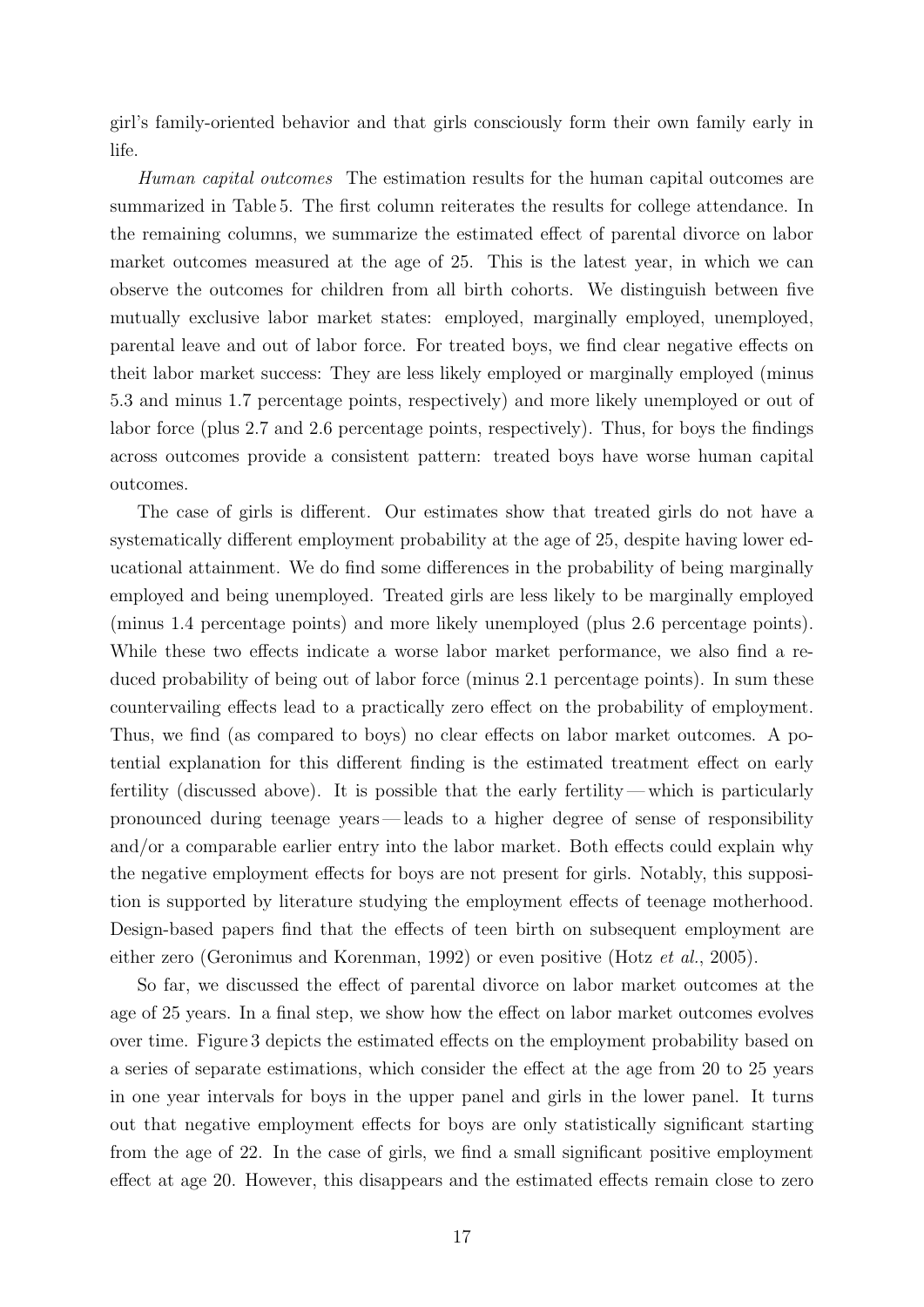girl's family-oriented behavior and that girls consciously form their own family early in life.

*Human capital outcomes* The estimation results for the human capital outcomes are summarized in Table 5. The first column reiterates the results for college attendance. In the remaining columns, we summarize the estimated effect of parental divorce on labor market outcomes measured at the age of 25. This is the latest year, in which we can observe the outcomes for children from all birth cohorts. We distinguish between five mutually exclusive labor market states: employed, marginally employed, unemployed, parental leave and out of labor force. For treated boys, we find clear negative effects on theit labor market success: They are less likely employed or marginally employed (minus 5.3 and minus 1.7 percentage points, respectively) and more likely unemployed or out of labor force (plus 2.7 and 2.6 percentage points, respectively). Thus, for boys the findings across outcomes provide a consistent pattern: treated boys have worse human capital outcomes.

The case of girls is different. Our estimates show that treated girls do not have a systematically different employment probability at the age of 25, despite having lower educational attainment. We do find some differences in the probability of being marginally employed and being unemployed. Treated girls are less likely to be marginally employed (minus 1.4 percentage points) and more likely unemployed (plus 2.6 percentage points). While these two effects indicate a worse labor market performance, we also find a reduced probability of being out of labor force (minus 2.1 percentage points). In sum these countervailing effects lead to a practically zero effect on the probability of employment. Thus, we find (as compared to boys) no clear effects on labor market outcomes. A potential explanation for this different finding is the estimated treatment effect on early fertility (discussed above). It is possible that the early fertility — which is particularly pronounced during teenage years — leads to a higher degree of sense of responsibility and/or a comparable earlier entry into the labor market. Both effects could explain why the negative employment effects for boys are not present for girls. Notably, this supposition is supported by literature studying the employment effects of teenage motherhood. Design-based papers find that the effects of teen birth on subsequent employment are either zero (Geronimus and Korenman, 1992) or even positive (Hotz *et al.*, 2005).

So far, we discussed the effect of parental divorce on labor market outcomes at the age of 25 years. In a final step, we show how the effect on labor market outcomes evolves over time. Figure 3 depicts the estimated effects on the employment probability based on a series of separate estimations, which consider the effect at the age from 20 to 25 years in one year intervals for boys in the upper panel and girls in the lower panel. It turns out that negative employment effects for boys are only statistically significant starting from the age of 22. In the case of girls, we find a small significant positive employment effect at age 20. However, this disappears and the estimated effects remain close to zero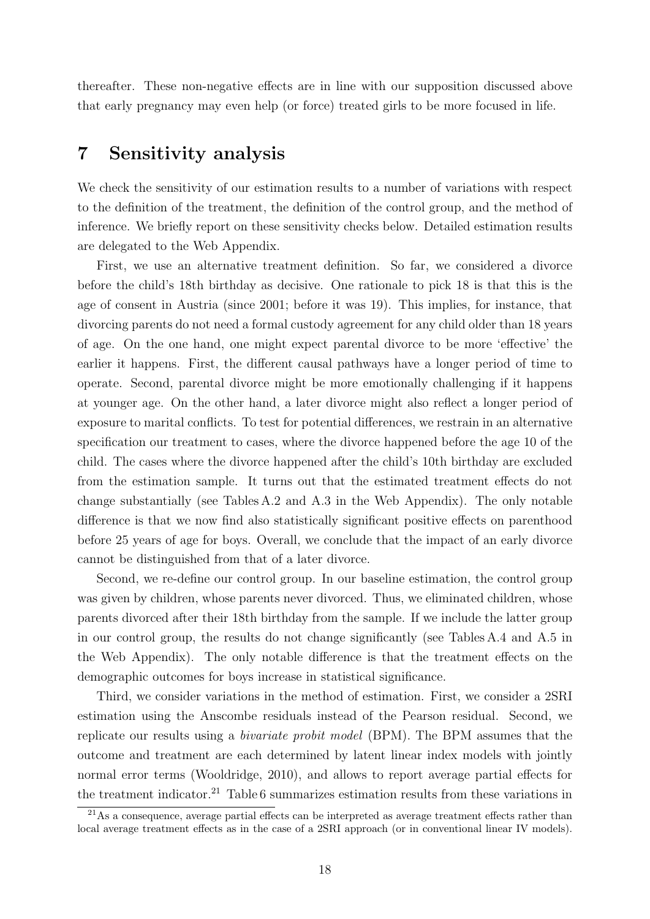thereafter. These non-negative effects are in line with our supposition discussed above that early pregnancy may even help (or force) treated girls to be more focused in life.

# 7 Sensitivity analysis

We check the sensitivity of our estimation results to a number of variations with respect to the definition of the treatment, the definition of the control group, and the method of inference. We briefly report on these sensitivity checks below. Detailed estimation results are delegated to the Web Appendix.

First, we use an alternative treatment definition. So far, we considered a divorce before the child's 18th birthday as decisive. One rationale to pick 18 is that this is the age of consent in Austria (since 2001; before it was 19). This implies, for instance, that divorcing parents do not need a formal custody agreement for any child older than 18 years of age. On the one hand, one might expect parental divorce to be more 'effective' the earlier it happens. First, the different causal pathways have a longer period of time to operate. Second, parental divorce might be more emotionally challenging if it happens at younger age. On the other hand, a later divorce might also reflect a longer period of exposure to marital conflicts. To test for potential differences, we restrain in an alternative specification our treatment to cases, where the divorce happened before the age 10 of the child. The cases where the divorce happened after the child's 10th birthday are excluded from the estimation sample. It turns out that the estimated treatment effects do not change substantially (see Tables A.2 and A.3 in the Web Appendix). The only notable difference is that we now find also statistically significant positive effects on parenthood before 25 years of age for boys. Overall, we conclude that the impact of an early divorce cannot be distinguished from that of a later divorce.

Second, we re-define our control group. In our baseline estimation, the control group was given by children, whose parents never divorced. Thus, we eliminated children, whose parents divorced after their 18th birthday from the sample. If we include the latter group in our control group, the results do not change significantly (see Tables A.4 and A.5 in the Web Appendix). The only notable difference is that the treatment effects on the demographic outcomes for boys increase in statistical significance.

Third, we consider variations in the method of estimation. First, we consider a 2SRI estimation using the Anscombe residuals instead of the Pearson residual. Second, we replicate our results using a *bivariate probit model* (BPM). The BPM assumes that the outcome and treatment are each determined by latent linear index models with jointly normal error terms (Wooldridge, 2010), and allows to report average partial effects for the treatment indicator.[21] Table 6 summarizes estimation results from these variations in

[21] As a consequence, average partial effects can be interpreted as average treatment effects rather than local average treatment effects as in the case of a 2SRI approach (or in conventional linear IV models).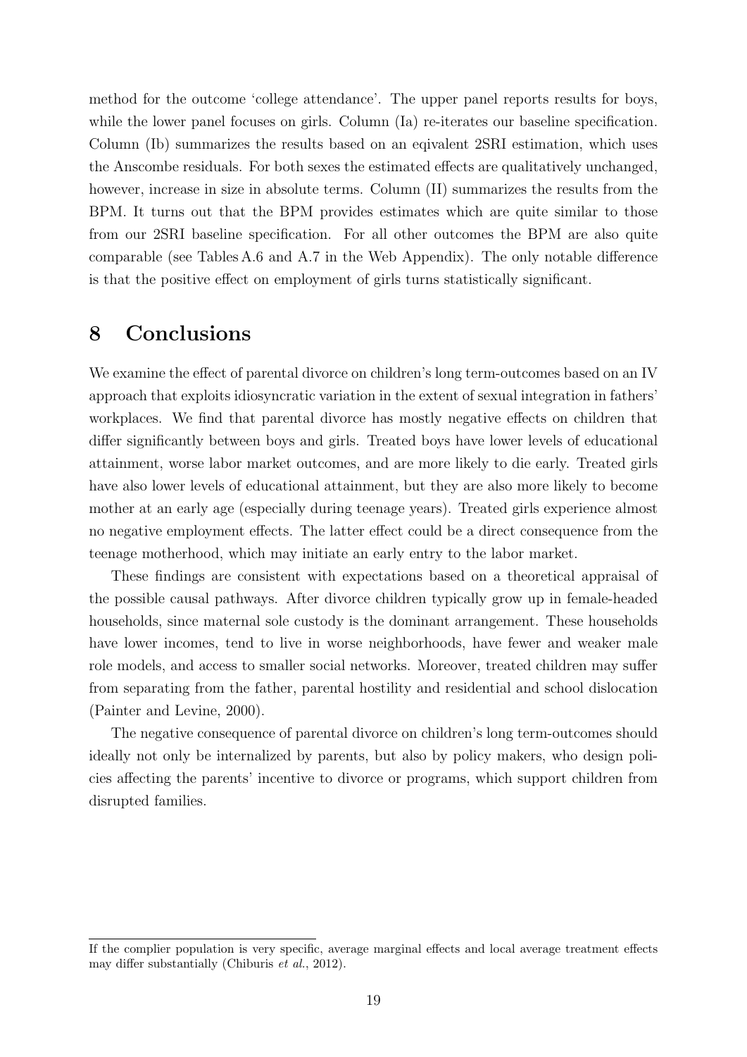method for the outcome 'college attendance'. The upper panel reports results for boys, while the lower panel focuses on girls. Column (Ia) re-iterates our baseline specification. Column (Ib) summarizes the results based on an eqivalent 2SRI estimation, which uses the Anscombe residuals. For both sexes the estimated effects are qualitatively unchanged, however, increase in size in absolute terms. Column (II) summarizes the results from the BPM. It turns out that the BPM provides estimates which are quite similar to those from our 2SRI baseline specification. For all other outcomes the BPM are also quite comparable (see Tables A.6 and A.7 in the Web Appendix). The only notable difference is that the positive effect on employment of girls turns statistically significant.

# 8 Conclusions

We examine the effect of parental divorce on children's long term-outcomes based on an IV approach that exploits idiosyncratic variation in the extent of sexual integration in fathers' workplaces. We find that parental divorce has mostly negative effects on children that differ significantly between boys and girls. Treated boys have lower levels of educational attainment, worse labor market outcomes, and are more likely to die early. Treated girls have also lower levels of educational attainment, but they are also more likely to become mother at an early age (especially during teenage years). Treated girls experience almost no negative employment effects. The latter effect could be a direct consequence from the teenage motherhood, which may initiate an early entry to the labor market.

These findings are consistent with expectations based on a theoretical appraisal of the possible causal pathways. After divorce children typically grow up in female-headed households, since maternal sole custody is the dominant arrangement. These households have lower incomes, tend to live in worse neighborhoods, have fewer and weaker male role models, and access to smaller social networks. Moreover, treated children may suffer from separating from the father, parental hostility and residential and school dislocation (Painter and Levine, 2000).

The negative consequence of parental divorce on children's long term-outcomes should ideally not only be internalized by parents, but also by policy makers, who design policies affecting the parents' incentive to divorce or programs, which support children from disrupted families.

If the complier population is very specific, average marginal effects and local average treatment effects may differ substantially (Chiburis *et al.*, 2012).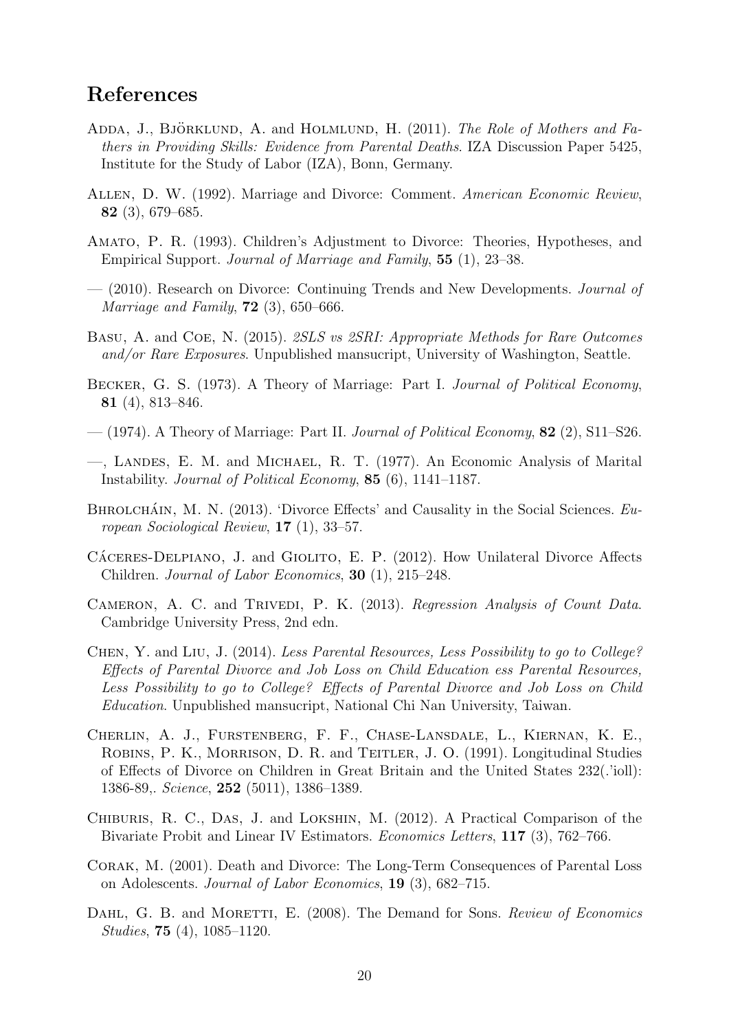# References

Adda, J., Björklund, A. and Holmlund, H. (2011). *The Role of Mothers and Fathers in Providing Skills: Evidence from Parental Deaths*. IZA Discussion Paper 5425, Institute for the Study of Labor (IZA), Bonn, Germany.

Allen, D. W. (1992). Marriage and Divorce: Comment. *American Economic Review*, **82** (3), 679–685.

Amato, P. R. (1993). Children's Adjustment to Divorce: Theories, Hypotheses, and Empirical Support. *Journal of Marriage and Family*, **55** (1), 23–38.

— (2010). Research on Divorce: Continuing Trends and New Developments. *Journal of Marriage and Family*, **72** (3), 650–666.

Basu, A. and Coe, N. (2015). *2SLS vs 2SRI: Appropriate Methods for Rare Outcomes and/or Rare Exposures*. Unpublished mansucript, University of Washington, Seattle.

Becker, G. S. (1973). A Theory of Marriage: Part I. *Journal of Political Economy*, **81** (4), 813–846.

— (1974). A Theory of Marriage: Part II. *Journal of Political Economy*, **82** (2), S11–S26.

—, Landes, E. M. and Michael, R. T. (1977). An Economic Analysis of Marital Instability. *Journal of Political Economy*, **85** (6), 1141–1187.

Bhrolcháin, M. N. (2013). 'Divorce Effects' and Causality in the Social Sciences. *European Sociological Review*, **17** (1), 33–57.

Cáceres-Delpiano, J. and Giolito, E. P. (2012). How Unilateral Divorce Affects Children. *Journal of Labor Economics*, **30** (1), 215–248.

Cameron, A. C. and Trivedi, P. K. (2013). *Regression Analysis of Count Data*. Cambridge University Press, 2nd edn.

Chen, Y. and Liu, J. (2014). *Less Parental Resources, Less Possibility to go to College? Effects of Parental Divorce and Job Loss on Child Education ess Parental Resources, Less Possibility to go to College? Effects of Parental Divorce and Job Loss on Child Education*. Unpublished mansucript, National Chi Nan University, Taiwan.

Cherlin, A. J., Furstenberg, F. F., Chase-Lansdale, L., Kiernan, K. E., Robins, P. K., Morrison, D. R. and Teitler, J. O. (1991). Longitudinal Studies of Effects of Divorce on Children in Great Britain and the United States 232(.'ioll): 1386-89,. *Science*, **252** (5011), 1386–1389.

Chiburis, R. C., Das, J. and Lokshin, M. (2012). A Practical Comparison of the Bivariate Probit and Linear IV Estimators. *Economics Letters*, **117** (3), 762–766.

Corak, M. (2001). Death and Divorce: The Long-Term Consequences of Parental Loss on Adolescents. *Journal of Labor Economics*, **19** (3), 682–715.

Dahl, G. B. and Moretti, E. (2008). The Demand for Sons. *Review of Economics Studies*, **75** (4), 1085–1120.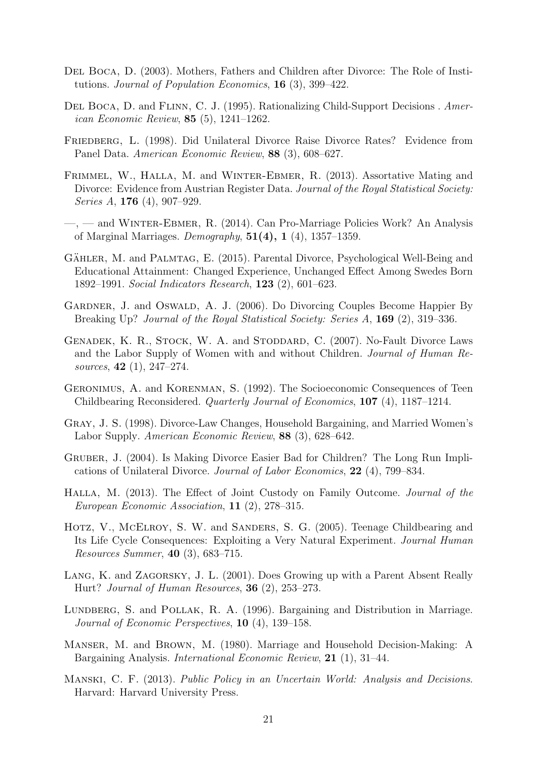Del Boca, D. (2003). Mothers, Fathers and Children after Divorce: The Role of Institutions. *Journal of Population Economics*, **16** (3), 399–422.

Del Boca, D. and Flinn, C. J. (1995). Rationalizing Child-Support Decisions . *American Economic Review*, **85** (5), 1241–1262.

Friedberg, L. (1998). Did Unilateral Divorce Raise Divorce Rates? Evidence from Panel Data. *American Economic Review*, **88** (3), 608–627.

Frimmel, W., Halla, M. and Winter-Ebmer, R. (2013). Assortative Mating and Divorce: Evidence from Austrian Register Data. *Journal of the Royal Statistical Society: Series A*, **176** (4), 907–929.

—, — and Winter-Ebmer, R. (2014). Can Pro-Marriage Policies Work? An Analysis of Marginal Marriages. *Demography*, **51(4), 1** (4), 1357–1359.

Gähler, M. and Palmtag, E. (2015). Parental Divorce, Psychological Well-Being and Educational Attainment: Changed Experience, Unchanged Effect Among Swedes Born 1892–1991. *Social Indicators Research*, **123** (2), 601–623.

Gardner, J. and Oswald, A. J. (2006). Do Divorcing Couples Become Happier By Breaking Up? *Journal of the Royal Statistical Society: Series A*, **169** (2), 319–336.

Genadek, K. R., Stock, W. A. and Stoddard, C. (2007). No-Fault Divorce Laws and the Labor Supply of Women with and without Children. *Journal of Human Resources*, **42** (1), 247–274.

Geronimus, A. and Korenman, S. (1992). The Socioeconomic Consequences of Teen Childbearing Reconsidered. *Quarterly Journal of Economics*, **107** (4), 1187–1214.

Gray, J. S. (1998). Divorce-Law Changes, Household Bargaining, and Married Women's Labor Supply. *American Economic Review*, **88** (3), 628–642.

Gruber, J. (2004). Is Making Divorce Easier Bad for Children? The Long Run Implications of Unilateral Divorce. *Journal of Labor Economics*, **22** (4), 799–834.

Halla, M. (2013). The Effect of Joint Custody on Family Outcome. *Journal of the European Economic Association*, **11** (2), 278–315.

Hotz, V., McElroy, S. W. and Sanders, S. G. (2005). Teenage Childbearing and Its Life Cycle Consequences: Exploiting a Very Natural Experiment. *Journal Human Resources Summer*, **40** (3), 683–715.

Lang, K. and Zagorsky, J. L. (2001). Does Growing up with a Parent Absent Really Hurt? *Journal of Human Resources*, **36** (2), 253–273.

Lundberg, S. and Pollak, R. A. (1996). Bargaining and Distribution in Marriage. *Journal of Economic Perspectives*, **10** (4), 139–158.

Manser, M. and Brown, M. (1980). Marriage and Household Decision-Making: A Bargaining Analysis. *International Economic Review*, **21** (1), 31–44.

Manski, C. F. (2013). *Public Policy in an Uncertain World: Analysis and Decisions*. Harvard: Harvard University Press.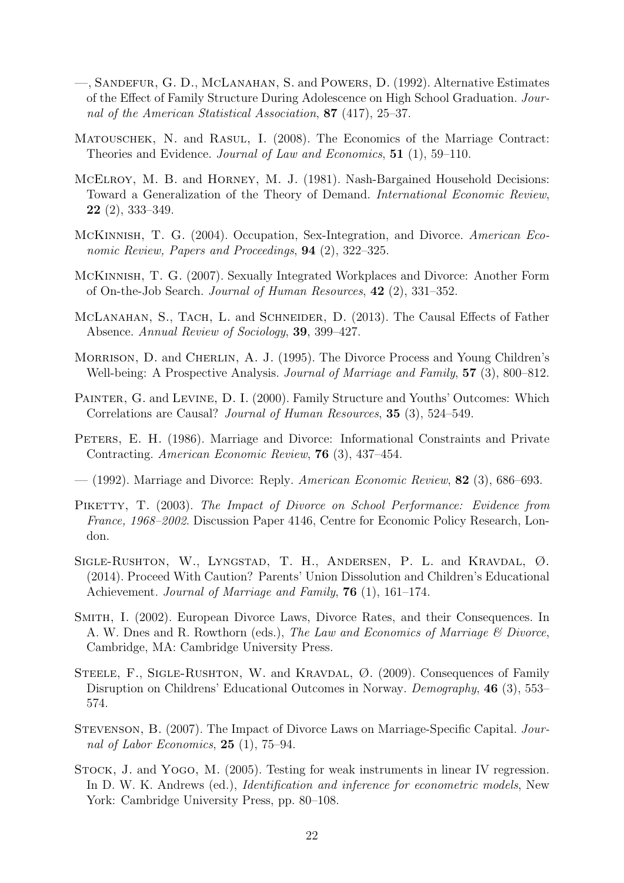—, Sandefur, G. D., McLanahan, S. and Powers, D. (1992). Alternative Estimates of the Effect of Family Structure During Adolescence on High School Graduation. *Journal of the American Statistical Association*, **87** (417), 25–37.

Matouschek, N. and Rasul, I. (2008). The Economics of the Marriage Contract: Theories and Evidence. *Journal of Law and Economics*, **51** (1), 59–110.

McElroy, M. B. and Horney, M. J. (1981). Nash-Bargained Household Decisions: Toward a Generalization of the Theory of Demand. *International Economic Review*, **22** (2), 333–349.

McKinnish, T. G. (2004). Occupation, Sex-Integration, and Divorce. *American Economic Review, Papers and Proceedings*, **94** (2), 322–325.

McKinnish, T. G. (2007). Sexually Integrated Workplaces and Divorce: Another Form of On-the-Job Search. *Journal of Human Resources*, **42** (2), 331–352.

McLanahan, S., Tach, L. and Schneider, D. (2013). The Causal Effects of Father Absence. *Annual Review of Sociology*, **39**, 399–427.

Morrison, D. and Cherlin, A. J. (1995). The Divorce Process and Young Children's Well-being: A Prospective Analysis. *Journal of Marriage and Family*, **57** (3), 800–812.

Painter, G. and Levine, D. I. (2000). Family Structure and Youths' Outcomes: Which Correlations are Causal? *Journal of Human Resources*, **35** (3), 524–549.

Peters, E. H. (1986). Marriage and Divorce: Informational Constraints and Private Contracting. *American Economic Review*, **76** (3), 437–454.

— (1992). Marriage and Divorce: Reply. *American Economic Review*, **82** (3), 686–693.

Piketty, T. (2003). *The Impact of Divorce on School Performance: Evidence from France, 1968–2002*. Discussion Paper 4146, Centre for Economic Policy Research, London.

Sigle-Rushton, W., Lyngstad, T. H., Andersen, P. L. and Kravdal, Ø. (2014). Proceed With Caution? Parents' Union Dissolution and Children's Educational Achievement. *Journal of Marriage and Family*, **76** (1), 161–174.

Smith, I. (2002). European Divorce Laws, Divorce Rates, and their Consequences. In A. W. Dnes and R. Rowthorn (eds.), *The Law and Economics of Marriage & Divorce*, Cambridge, MA: Cambridge University Press.

Steele, F., Sigle-Rushton, W. and Kravdal, Ø. (2009). Consequences of Family Disruption on Childrens' Educational Outcomes in Norway. *Demography*, **46** (3), 553–574.

Stevenson, B. (2007). The Impact of Divorce Laws on Marriage-Specific Capital. *Journal of Labor Economics*, **25** (1), 75–94.

Stock, J. and Yogo, M. (2005). Testing for weak instruments in linear IV regression. In D. W. K. Andrews (ed.), *Identification and inference for econometric models*, New York: Cambridge University Press, pp. 80–108.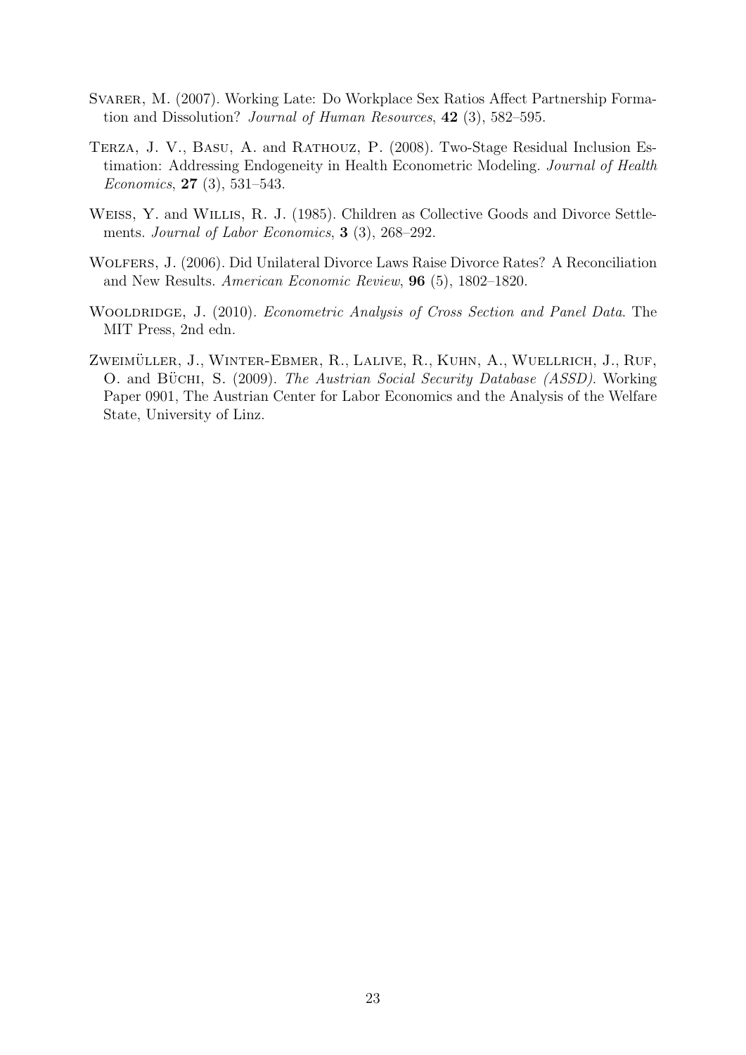Svarer, M. (2007). Working Late: Do Workplace Sex Ratios Affect Partnership Formation and Dissolution? *Journal of Human Resources*, **42** (3), 582–595.

Terza, J. V., Basu, A. and Rathouz, P. (2008). Two-Stage Residual Inclusion Estimation: Addressing Endogeneity in Health Econometric Modeling. *Journal of Health Economics*, **27** (3), 531–543.

Weiss, Y. and Willis, R. J. (1985). Children as Collective Goods and Divorce Settlements. *Journal of Labor Economics*, **3** (3), 268–292.

Wolfers, J. (2006). Did Unilateral Divorce Laws Raise Divorce Rates? A Reconciliation and New Results. *American Economic Review*, **96** (5), 1802–1820.

Wooldridge, J. (2010). *Econometric Analysis of Cross Section and Panel Data*. The MIT Press, 2nd edn.

Zweimüller, J., Winter-Ebmer, R., Lalive, R., Kuhn, A., Wuellrich, J., Ruf, O. and Büchi, S. (2009). *The Austrian Social Security Database (ASSD)*. Working Paper 0901, The Austrian Center for Labor Economics and the Analysis of the Welfare State, University of Linz.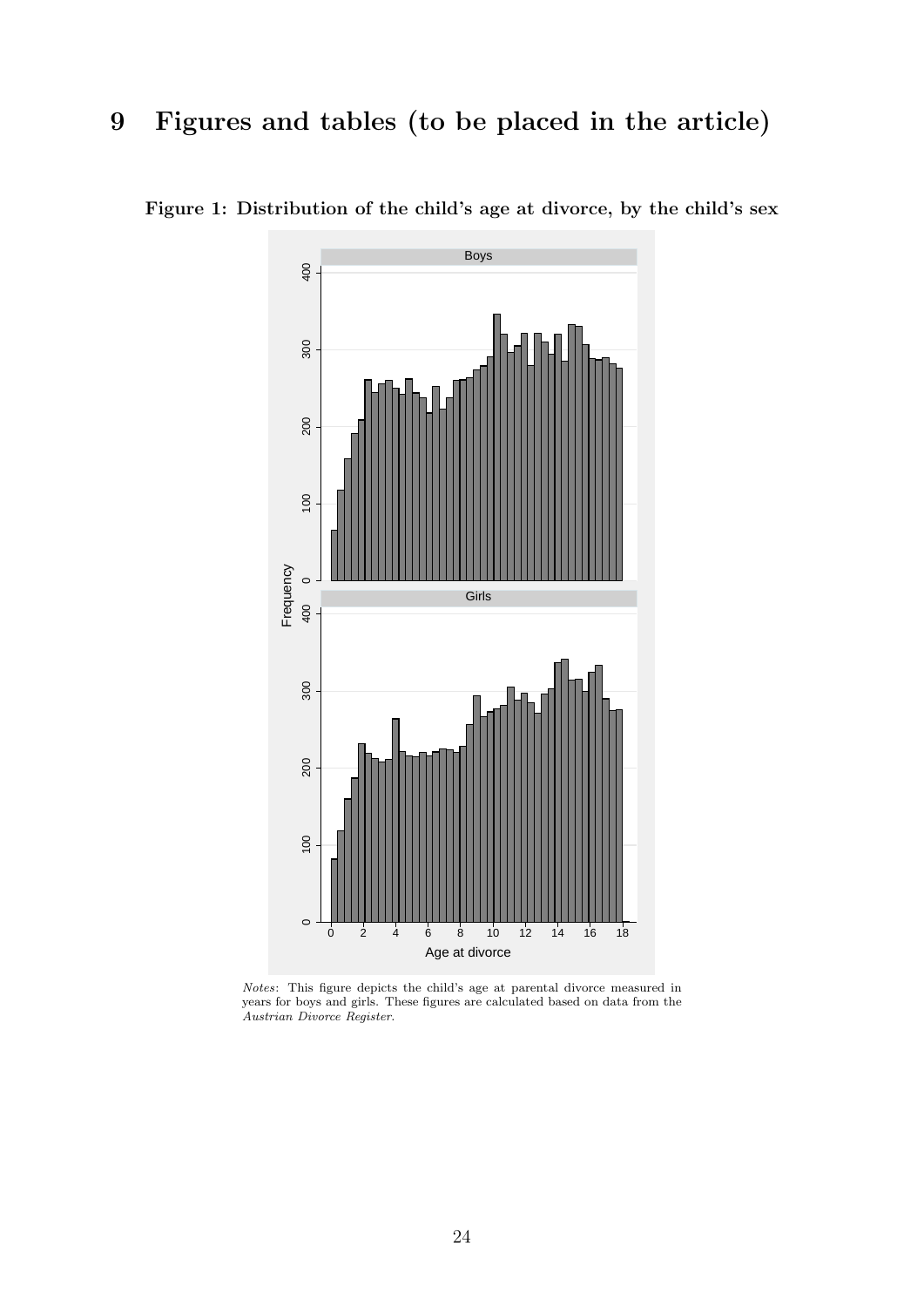# 9 Figures and tables (to be placed in the article)

**Figure 1: Distribution of the child's age at divorce, by the child's sex**

*Notes*: This figure depicts the child's age at parental divorce measured in years for boys and girls. These figures are calculated based on data from the *Austrian Divorce Register*.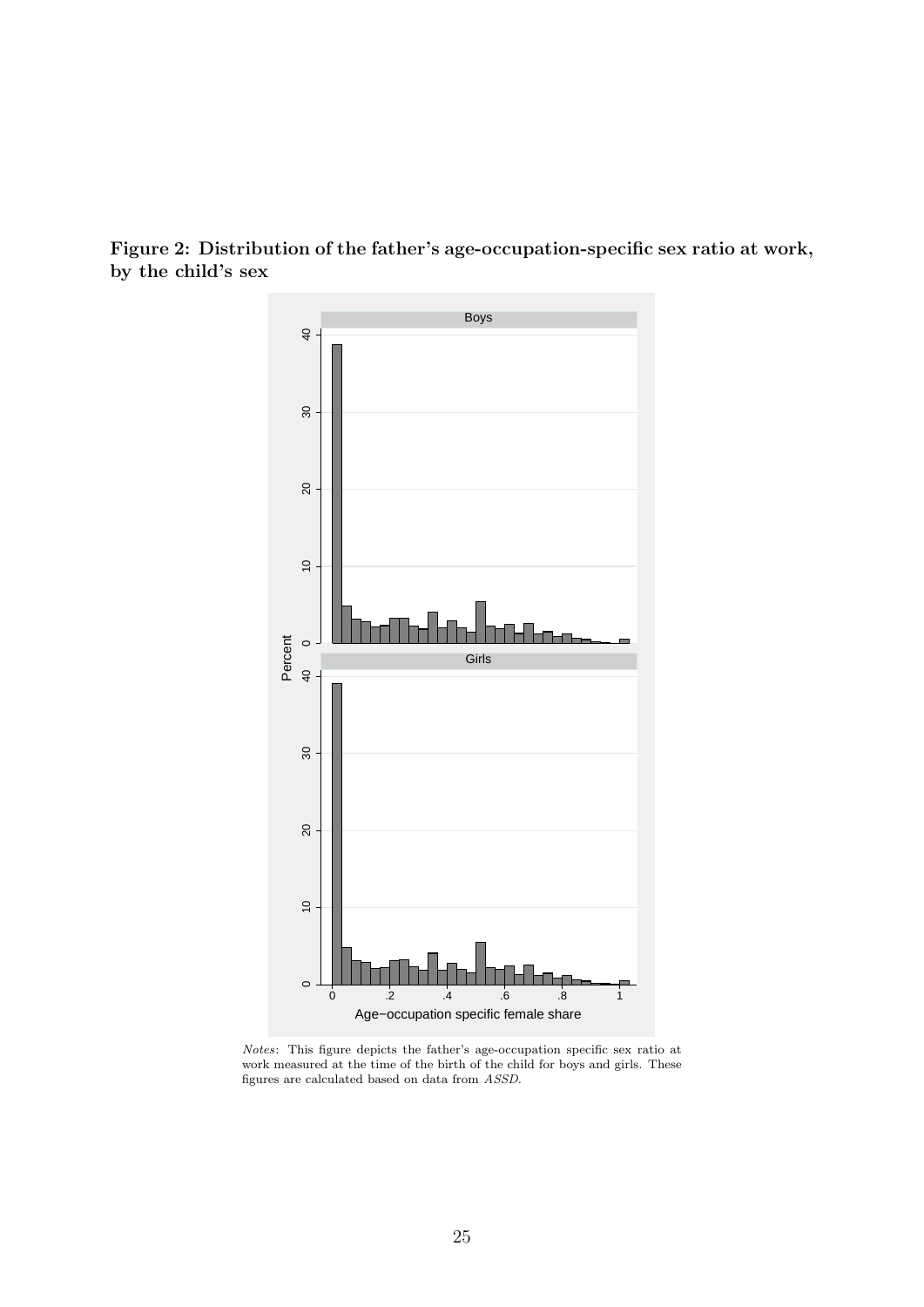**Figure 2: Distribution of the father's age-occupation-specific sex ratio at work, by the child's sex**

*Notes*: This figure depicts the father's age-occupation specific sex ratio at work measured at the time of the birth of the child for boys and girls. These figures are calculated based on data from *ASSD*.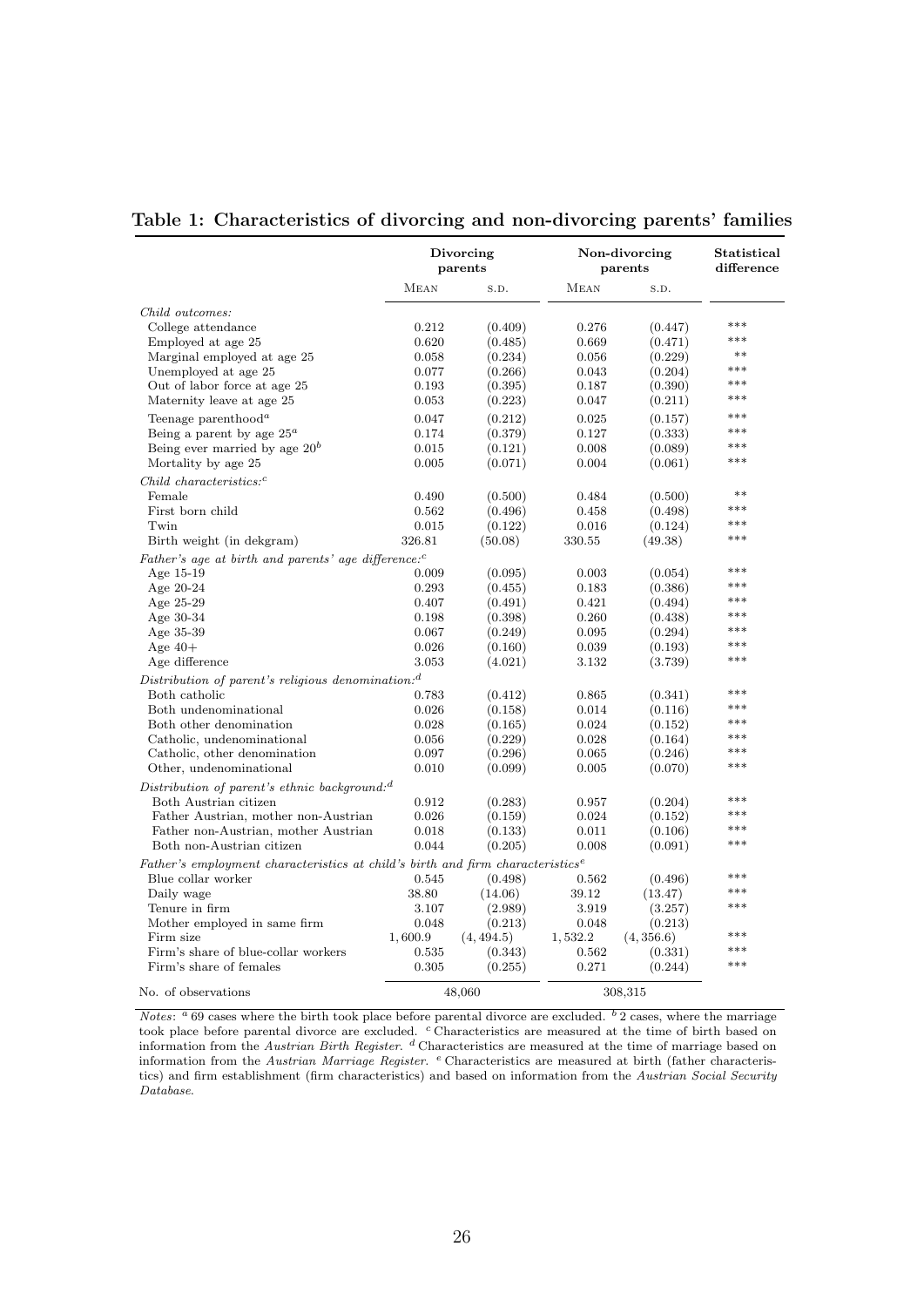# Table 1: Characteristics of divorcing and non-divorcing parents' families

| | Divorcing parents | | Non-divorcing parents | | Statistical difference |
|---|---|---|---|---|---|
| | Mean | s.d. | Mean | s.d. | |
| *Child outcomes:* | | | | | |
| College attendance | 0.212 | (0.409) | 0.276 | (0.447) | *** |
| Employed at age 25 | 0.620 | (0.485) | 0.669 | (0.471) | *** |
| Marginal employed at age 25 | 0.058 | (0.234) | 0.056 | (0.229) | ** |
| Unemployed at age 25 | 0.077 | (0.266) | 0.043 | (0.204) | *** |
| Out of labor force at age 25 | 0.193 | (0.395) | 0.187 | (0.390) | *** |
| Maternity leave at age 25 | 0.053 | (0.223) | 0.047 | (0.211) | *** |
| Teenage parenthood[a] | 0.047 | (0.212) | 0.025 | (0.157) | *** |
| Being a parent by age 25[a] | 0.174 | (0.379) | 0.127 | (0.333) | *** |
| Being ever married by age 20[b] | 0.015 | (0.121) | 0.008 | (0.089) | *** |
| Mortality by age 25 | 0.005 | (0.071) | 0.004 | (0.061) | *** |
| *Child characteristics:*[c] | | | | | |
| Female | 0.490 | (0.500) | 0.484 | (0.500) | ** |
| First born child | 0.562 | (0.496) | 0.458 | (0.498) | *** |
| Twin | 0.015 | (0.122) | 0.016 | (0.124) | *** |
| Birth weight (in dekgram) | 326.81 | (50.08) | 330.55 | (49.38) | *** |
| *Father's age at birth and parents' age difference:*[c] | | | | | |
| Age 15-19 | 0.009 | (0.095) | 0.003 | (0.054) | *** |
| Age 20-24 | 0.293 | (0.455) | 0.183 | (0.386) | *** |
| Age 25-29 | 0.407 | (0.491) | 0.421 | (0.494) | *** |
| Age 30-34 | 0.198 | (0.398) | 0.260 | (0.438) | *** |
| Age 35-39 | 0.067 | (0.249) | 0.095 | (0.294) | *** |
| Age 40+ | 0.026 | (0.160) | 0.039 | (0.193) | *** |
| Age difference | 3.053 | (4.021) | 3.132 | (3.739) | *** |
| *Distribution of parent's religious denomination:*[d] | | | | | |
| Both catholic | 0.783 | (0.412) | 0.865 | (0.341) | *** |
| Both undenominational | 0.026 | (0.158) | 0.014 | (0.116) | *** |
| Both other denomination | 0.028 | (0.165) | 0.024 | (0.152) | *** |
| Catholic, undenominational | 0.056 | (0.229) | 0.028 | (0.164) | *** |
| Catholic, other denomination | 0.097 | (0.296) | 0.065 | (0.246) | *** |
| Other, undenominational | 0.010 | (0.099) | 0.005 | (0.070) | *** |
| *Distribution of parent's ethnic background:*[d] | | | | | |
| Both Austrian citizen | 0.912 | (0.283) | 0.957 | (0.204) | *** |
| Father Austrian, mother non-Austrian | 0.026 | (0.159) | 0.024 | (0.152) | *** |
| Father non-Austrian, mother Austrian | 0.018 | (0.133) | 0.011 | (0.106) | *** |
| Both non-Austrian citizen | 0.044 | (0.205) | 0.008 | (0.091) | *** |
| *Father's employment characteristics at child's birth and firm characteristics*[e] | | | | | |
| Blue collar worker | 0.545 | (0.498) | 0.562 | (0.496) | *** |
| Daily wage | 38.80 | (14.06) | 39.12 | (13.47) | *** |
| Tenure in firm | 3.107 | (2.989) | 3.919 | (3.257) | *** |
| Mother employed in same firm | 0.048 | (0.213) | 0.048 | (0.213) | |
| Firm size | 1,600.9 | (4,494.5) | 1,532.2 | (4,356.6) | *** |
| Firm's share of blue-collar workers | 0.535 | (0.343) | 0.562 | (0.331) | *** |
| Firm's share of females | 0.305 | (0.255) | 0.271 | (0.244) | *** |
| No. of observations | 48,060 | | 308,315 | | |

*Notes*: [a] 69 cases where the birth took place before parental divorce are excluded. [b] 2 cases, where the marriage took place before parental divorce are excluded. [c] Characteristics are measured at the time of birth based on information from the *Austrian Birth Register*. [d] Characteristics are measured at the time of marriage based on information from the *Austrian Marriage Register*. [e] Characteristics are measured at birth (father characteristics) and firm establishment (firm characteristics) and based on information from the *Austrian Social Security Database*.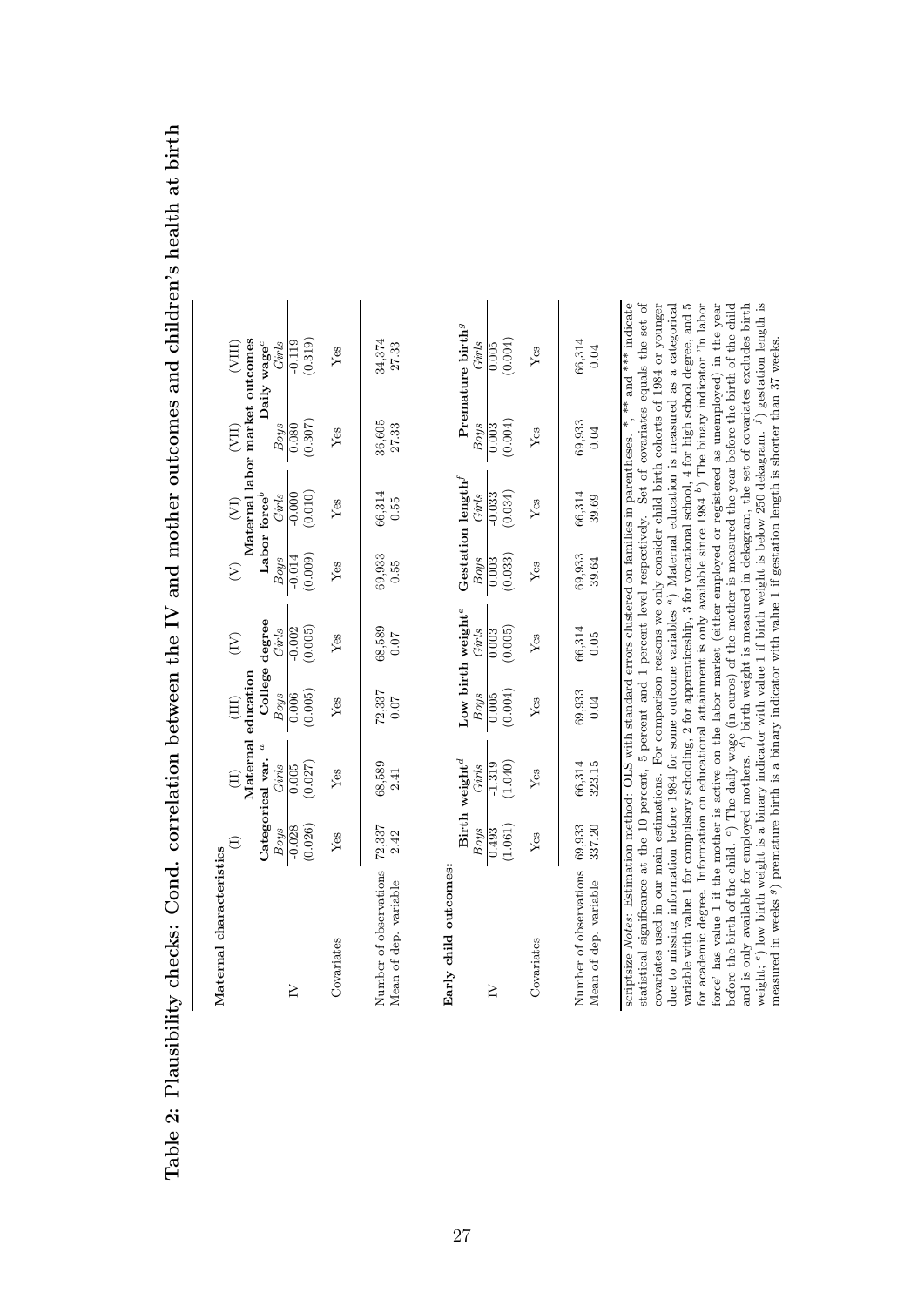# Table 2: Plausibility checks: Cond. correlation between the IV and mother outcomes and children's health at birth

| **Maternal characteristics** | (I) | (II) | (III) | (IV) | (V) | (VI) | (VII) | (VIII) |
|---|---|---|---|---|---|---|---|---|
| | Maternal education | | | | Maternal labor market outcomes | | | |
| | Categorical var. [a] | | College degree | | Labor force[b] | | Daily wage[c] | |
| | *Boys* | *Girls* | *Boys* | *Girls* | *Boys* | *Girls* | *Boys* | *Girls* |
| IV | -0.028 | 0.005 | 0.006 | -0.002 | -0.014 | -0.000 | 0.080 | -0.119 |
| | (0.026) | (0.027) | (0.005) | (0.005) | (0.009) | (0.010) | (0.307) | (0.319) |
| Covariates | Yes | Yes | Yes | Yes | Yes | Yes | Yes | Yes |
| Number of observations | 72,337 | 68,589 | 72,337 | 68,589 | 69,933 | 66,314 | 36,605 | 34,374 |
| Mean of dep. variable | 2.42 | 2.41 | 0.07 | 0.07 | 0.55 | 0.55 | 27.33 | 27.33 |

| **Early child outcomes:** | | | | | | | | |
|---|---|---|---|---|---|---|---|---|
| | Birth weight[d] | | Low birth weight[e] | | Gestation length[f] | | Premature birth[g] | |
| | *Boys* | *Girls* | *Boys* | *Girls* | *Boys* | *Girls* | *Boys* | *Girls* |
| IV | 0.493 | -1.319 | 0.005 | 0.003 | 0.003 | -0.033 | 0.003 | 0.005 |
| | (1.061) | (1.040) | (0.004) | (0.005) | (0.033) | (0.034) | (0.004) | (0.004) |
| Covariates | Yes | Yes | Yes | Yes | Yes | Yes | Yes | Yes |
| Number of observations | 69,933 | 66,314 | 69,933 | 66,314 | 69,933 | 66,314 | 69,933 | 66,314 |
| Mean of dep. variable | 337.20 | 323.15 | 0.04 | 0.05 | 39.64 | 39.69 | 0.04 | 0.04 |

scriptsize *Notes*: Estimation method: OLS with standard errors clustered on families in parentheses. *, ** and *** indicate statistical significance at the 10-percent, 5-percent and 1-percent level respectively. Set of covariates equals the set of covariates used in our main estimations. For comparison reasons we only consider child birth cohorts of 1984 or younger due to missing information before 1984 for some outcome variables [a]) Maternal education is measured as a categorical variable with value 1 for compulsory schooling, 2 for apprenticeship, 3 for vocational school, 4 for high school degree, and 5 for academic degree. Information on educational attainment is only available since 1984 [b]) The binary indicator 'In labor force' has value 1 if the mother is active on the labor market (either employed or registered as unemployed) in the year before the birth of the child. [c]) The daily wage (in euros) of the mother is measured the year before the birth of the child and is only available for employed mothers. [d]) birth weight is measured in dekagram, the set of covariates excludes birth weight; [e]) low birth weight is a binary indicator with value 1 if birth weight is below 250 dekagram. [f]) gestation length is measured in weeks [g]) premature birth is a binary indicator with value 1 if gestation length is shorter than 37 weeks.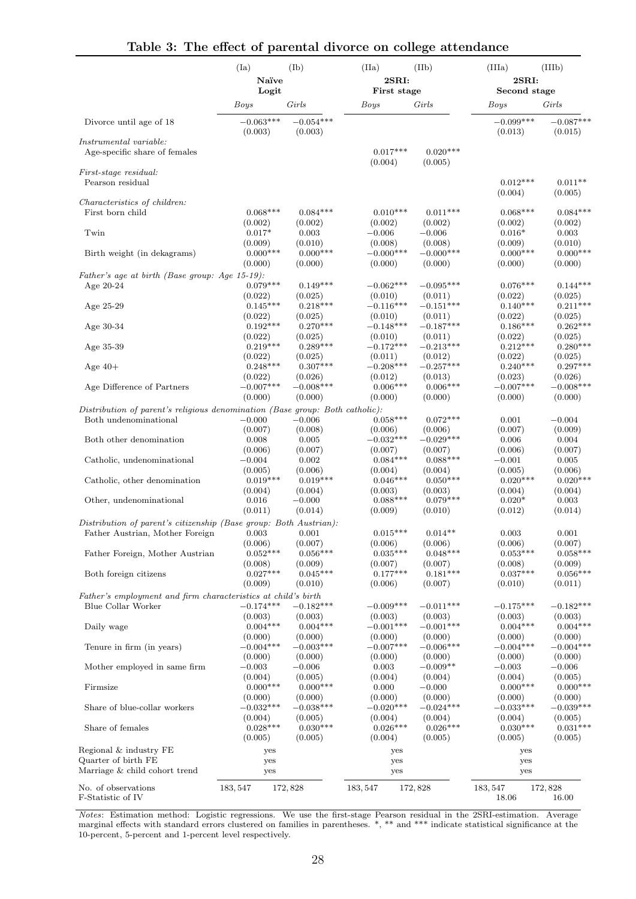## Table 3: The effect of parental divorce on college attendance

| | (Ia) | (Ib) | (IIa) | (IIb) | (IIIa) | (IIIb) |
|---|---|---|---|---|---|---|
| | Naïve Logit | | 2SRI: First stage | | 2SRI: Second stage | |
| | *Boys* | *Girls* | *Boys* | *Girls* | *Boys* | *Girls* |
| Divorce until age of 18 | −0.063*** | −0.054*** | | | −0.099*** | −0.087*** |
| | (0.003) | (0.003) | | | (0.013) | (0.015) |
| *Instrumental variable:* | | | | | | |
| Age-specific share of females | | | 0.017*** | 0.020*** | | |
| | | | (0.004) | (0.005) | | |
| *First-stage residual:* | | | | | | |
| Pearson residual | | | | | 0.012*** | 0.011** |
| | | | | | (0.004) | (0.005) |
| *Characteristics of children:* | | | | | | |
| First born child | 0.068*** | 0.084*** | 0.010*** | 0.011*** | 0.068*** | 0.084*** |
| | (0.002) | (0.002) | (0.002) | (0.002) | (0.002) | (0.002) |
| Twin | 0.017* | 0.003 | −0.006 | −0.006 | 0.016* | 0.003 |
| | (0.009) | (0.010) | (0.008) | (0.008) | (0.009) | (0.010) |
| Birth weight (in dekagrams) | 0.000*** | 0.000*** | −0.000*** | −0.000*** | 0.000*** | 0.000*** |
| | (0.000) | (0.000) | (0.000) | (0.000) | (0.000) | (0.000) |
| *Father's age at birth (Base group: Age 15-19):* | | | | | | |
| Age 20-24 | 0.079*** | 0.149*** | −0.062*** | −0.095*** | 0.076*** | 0.144*** |
| | (0.022) | (0.025) | (0.010) | (0.011) | (0.022) | (0.025) |
| Age 25-29 | 0.145*** | 0.218*** | −0.116*** | −0.151*** | 0.140*** | 0.211*** |
| | (0.022) | (0.025) | (0.010) | (0.011) | (0.022) | (0.025) |
| Age 30-34 | 0.192*** | 0.270*** | −0.148*** | −0.187*** | 0.186*** | 0.262*** |
| | (0.022) | (0.025) | (0.010) | (0.011) | (0.022) | (0.025) |
| Age 35-39 | 0.219*** | 0.289*** | −0.172*** | −0.213*** | 0.212*** | 0.280*** |
| | (0.022) | (0.025) | (0.011) | (0.012) | (0.022) | (0.025) |
| Age 40+ | 0.248*** | 0.307*** | −0.208*** | −0.257*** | 0.240*** | 0.297*** |
| | (0.022) | (0.026) | (0.012) | (0.013) | (0.023) | (0.026) |
| Age Difference of Partners | −0.007*** | −0.008*** | 0.006*** | 0.006*** | −0.007*** | −0.008*** |
| | (0.000) | (0.000) | (0.000) | (0.000) | (0.000) | (0.000) |
| *Distribution of parent's religious denomination (Base group: Both catholic):* | | | | | | |
| Both undenominational | −0.000 | −0.006 | 0.058*** | 0.072*** | 0.001 | −0.004 |
| | (0.007) | (0.008) | (0.006) | (0.006) | (0.007) | (0.009) |
| Both other denomination | 0.008 | 0.005 | −0.032*** | −0.029*** | 0.006 | 0.004 |
| | (0.006) | (0.007) | (0.007) | (0.007) | (0.006) | (0.007) |
| Catholic, undenominational | −0.004 | 0.002 | 0.084*** | 0.088*** | −0.001 | 0.005 |
| | (0.005) | (0.006) | (0.004) | (0.004) | (0.005) | (0.006) |
| Catholic, other denomination | 0.019*** | 0.019*** | 0.046*** | 0.050*** | 0.020*** | 0.020*** |
| | (0.004) | (0.004) | (0.003) | (0.003) | (0.004) | (0.004) |
| Other, undenominational | 0.016 | −0.000 | 0.088*** | 0.079*** | 0.020* | 0.003 |
| | (0.011) | (0.014) | (0.009) | (0.010) | (0.012) | (0.014) |
| *Distribution of parent's citizenship (Base group: Both Austrian):* | | | | | | |
| Father Austrian, Mother Foreign | 0.003 | 0.001 | 0.015*** | 0.014** | 0.003 | 0.001 |
| | (0.006) | (0.007) | (0.006) | (0.006) | (0.006) | (0.007) |
| Father Foreign, Mother Austrian | 0.052*** | 0.056*** | 0.035*** | 0.048*** | 0.053*** | 0.058*** |
| | (0.008) | (0.009) | (0.007) | (0.007) | (0.008) | (0.009) |
| Both foreign citizens | 0.027*** | 0.045*** | 0.177*** | 0.181*** | 0.037*** | 0.056*** |
| | (0.009) | (0.010) | (0.006) | (0.007) | (0.010) | (0.011) |
| *Father's employment and firm characteristics at child's birth* | | | | | | |
| Blue Collar Worker | −0.174*** | −0.182*** | −0.009*** | −0.011*** | −0.175*** | −0.182*** |
| | (0.003) | (0.003) | (0.003) | (0.003) | (0.003) | (0.003) |
| Daily wage | 0.004*** | 0.004*** | −0.001*** | −0.001*** | 0.004*** | 0.004*** |
| | (0.000) | (0.000) | (0.000) | (0.000) | (0.000) | (0.000) |
| Tenure in firm (in years) | −0.004*** | −0.003*** | −0.007*** | −0.006*** | −0.004*** | −0.004*** |
| | (0.000) | (0.000) | (0.000) | (0.000) | (0.000) | (0.000) |
| Mother employed in same firm | −0.003 | −0.006 | 0.003 | −0.009** | −0.003 | −0.006 |
| | (0.004) | (0.005) | (0.004) | (0.004) | (0.004) | (0.005) |
| Firmsize | 0.000*** | 0.000*** | 0.000 | −0.000 | 0.000*** | 0.000*** |
| | (0.000) | (0.000) | (0.000) | (0.000) | (0.000) | (0.000) |
| Share of blue-collar workers | −0.032*** | −0.038*** | −0.020*** | −0.024*** | −0.033*** | −0.039*** |
| | (0.004) | (0.005) | (0.004) | (0.004) | (0.004) | (0.005) |
| Share of females | 0.028*** | 0.030*** | 0.026*** | 0.026*** | 0.030*** | 0.031*** |
| | (0.005) | (0.005) | (0.004) | (0.005) | (0.005) | (0.005) |
| Regional & industry FE | yes | | yes | | yes | |
| Quarter of birth FE | yes | | yes | | yes | |
| Marriage & child cohort trend | yes | | yes | | yes | |
| No. of observations | 183,547 | 172,828 | 183,547 | 172,828 | 183,547 | 172,828 |
| F-Statistic of IV | | | | | 18.06 | 16.00 |

*Notes*: Estimation method: Logistic regressions. We use the first-stage Pearson residual in the 2SRI-estimation. Average marginal effects with standard errors clustered on families in parentheses. *, ** and *** indicate statistical significance at the 10-percent, 5-percent and 1-percent level respectively.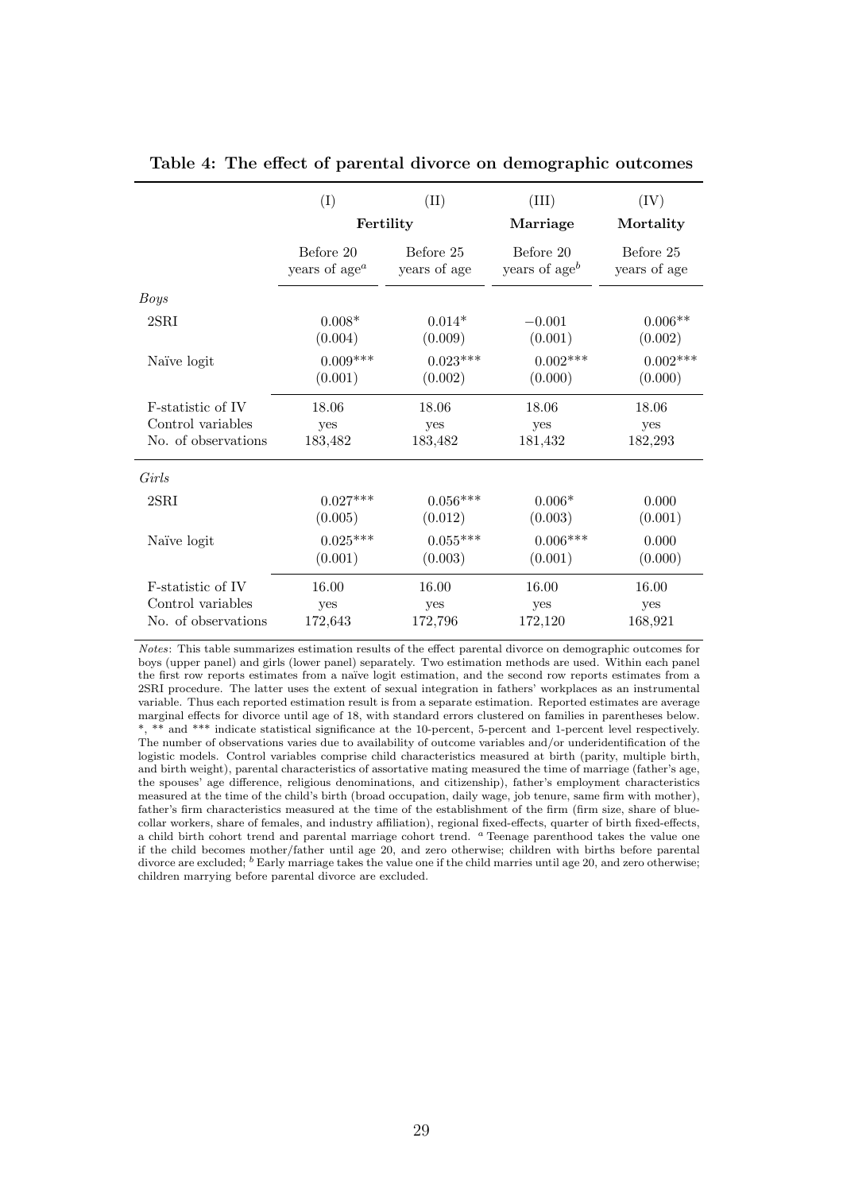**Table 4: The effect of parental divorce on demographic outcomes**

| | (I) | (II) | (III) | (IV) |
|---|---|---|---|---|
| | Fertility | | Marriage | Mortality |
| | Before 20 years of age[a] | Before 25 years of age | Before 20 years of age[b] | Before 25 years of age |
| *Boys* | | | | |
| 2SRI | 0.008* | 0.014* | −0.001 | 0.006** |
| | (0.004) | (0.009) | (0.001) | (0.002) |
| Naïve logit | 0.009*** | 0.023*** | 0.002*** | 0.002*** |
| | (0.001) | (0.002) | (0.000) | (0.000) |
| F-statistic of IV | 18.06 | 18.06 | 18.06 | 18.06 |
| Control variables | yes | yes | yes | yes |
| No. of observations | 183,482 | 183,482 | 181,432 | 182,293 |
| *Girls* | | | | |
| 2SRI | 0.027*** | 0.056*** | 0.006* | 0.000 |
| | (0.005) | (0.012) | (0.003) | (0.001) |
| Naïve logit | 0.025*** | 0.055*** | 0.006*** | 0.000 |
| | (0.001) | (0.003) | (0.001) | (0.000) |
| F-statistic of IV | 16.00 | 16.00 | 16.00 | 16.00 |
| Control variables | yes | yes | yes | yes |
| No. of observations | 172,643 | 172,796 | 172,120 | 168,921 |

*Notes*: This table summarizes estimation results of the effect parental divorce on demographic outcomes for boys (upper panel) and girls (lower panel) separately. Two estimation methods are used. Within each panel the first row reports estimates from a naïve logit estimation, and the second row reports estimates from a 2SRI procedure. The latter uses the extent of sexual integration in fathers' workplaces as an instrumental variable. Thus each reported estimation result is from a separate estimation. Reported estimates are average marginal effects for divorce until age of 18, with standard errors clustered on families in parentheses below. *, ** and *** indicate statistical significance at the 10-percent, 5-percent and 1-percent level respectively. The number of observations varies due to availability of outcome variables and/or underidentification of the logistic models. Control variables comprise child characteristics measured at birth (parity, multiple birth, and birth weight), parental characteristics of assortative mating measured the time of marriage (father's age, the spouses' age difference, religious denominations, and citizenship), father's employment characteristics measured at the time of the child's birth (broad occupation, daily wage, job tenure, same firm with mother), father's firm characteristics measured at the time of the establishment of the firm (firm size, share of blue-collar workers, share of females, and industry affiliation), regional fixed-effects, quarter of birth fixed-effects, a child birth cohort trend and parental marriage cohort trend. [a] Teenage parenthood takes the value one if the child becomes mother/father until age 20, and zero otherwise; children with births before parental divorce are excluded; [b] Early marriage takes the value one if the child marries until age 20, and zero otherwise; children marrying before parental divorce are excluded.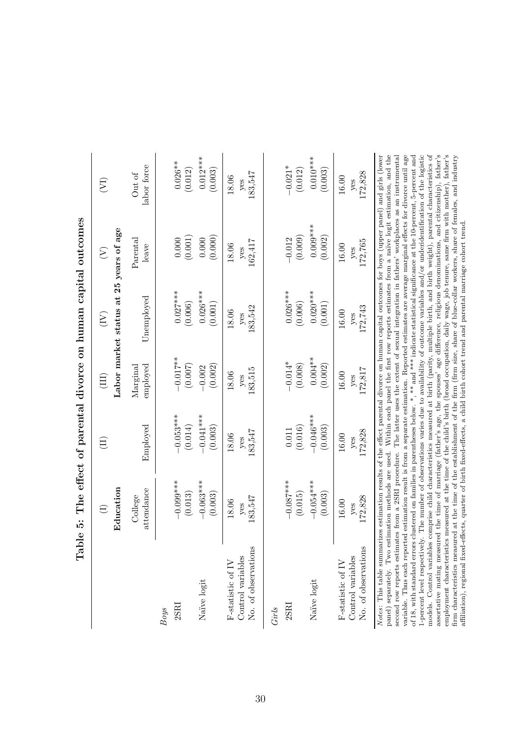**Table 5: The effect of parental divorce on human capital outcomes**

| | (I) | (II) | (III) | (IV) | (V) | (VI) |
|---|---|---|---|---|---|---|
| | **Education** | **Labor market status at 25 years of age** | | | | |
| | College attendance | Employed | Marginal employed | Unemployed | Parental leave | Out of labor force |
| *Boys* | | | | | | |
| 2SRI | −0.099*** | −0.053*** | −0.017** | 0.027*** | 0.000 | 0.026** |
| | (0.013) | (0.014) | (0.007) | (0.006) | (0.001) | (0.012) |
| Naïve logit | −0.063*** | −0.041*** | −0.002 | 0.026*** | 0.000 | 0.012*** |
| | (0.003) | (0.003) | (0.002) | (0.001) | (0.000) | (0.003) |
| F-statistic of IV | 18.06 | 18.06 | 18.06 | 18.06 | 18.06 | 18.06 |
| Control variables | yes | yes | yes | yes | yes | yes |
| No. of observations | 183,547 | 183,547 | 183,515 | 183,542 | 162,417 | 183,547 |
| *Girls* | | | | | | |
| 2SRI | −0.087*** | 0.011 | −0.014* | 0.026*** | −0.012 | −0.021* |
| | (0.015) | (0.016) | (0.008) | (0.006) | (0.009) | (0.012) |
| Naïve logit | −0.054*** | −0.046*** | 0.004** | 0.020*** | 0.009*** | 0.010*** |
| | (0.003) | (0.003) | (0.002) | (0.001) | (0.002) | (0.003) |
| F-statistic of IV | 16.00 | 16.00 | 16.00 | 16.00 | 16.00 | 16.00 |
| Control variables | yes | yes | yes | yes | yes | yes |
| No. of observations | 172,828 | 172,828 | 172,817 | 172,743 | 172,765 | 172,828 |

*Notes*: This table summarizes estimation results of the effect parental divorce on human capital outcomes for boys (upper panel) and girls (lower panel) separately. Two estimation methods are used. Within each panel the first row reports estimates from a naive logit estimation, and the second row reports estimates from a 2SRI procedure. The latter uses the extent of sexual integration in fathers' workplaces as an instrumental variable. Thus each reported estimation result is from a separate estimation. Reported estimates are average marginal effects for divorce until age of 18, with standard errors clustered on families in parentheses below. *, ** and *** indicate statistical significance at the 10-percent, 5-percent and 1-percent level respectively. The number of observations varies due to availability of outcome variables and/or underidentification of the logistic models. Control variables comprise child characteristics measured at birth (parity, multiple birth, and birth weight), parental characteristics of assortative mating measured the time of marriage (father's age, the spouses' age difference, religious denominations, and citizenship), father's employment characteristics measured at the time of the child's birth (broad occupation, daily wage, job tenure, same firm with mother), father's firm characteristics measured at the time of the establishment of the firm (firm size, share of blue-collar workers, share of females, and industry affiliation), regional fixed-effects, quarter of birth fixed-effects, a child birth cohort trend and parental marriage cohort trend.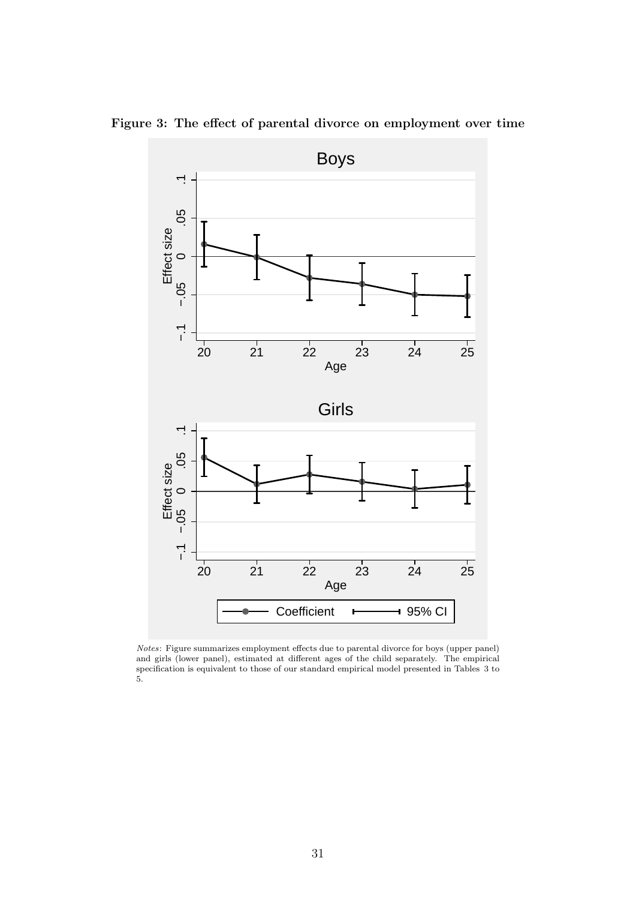**Figure 3: The effect of parental divorce on employment over time**

*Notes*: Figure summarizes employment effects due to parental divorce for boys (upper panel) and girls (lower panel), estimated at different ages of the child separately. The empirical specification is equivalent to those of our standard empirical model presented in Tables 3 to 5.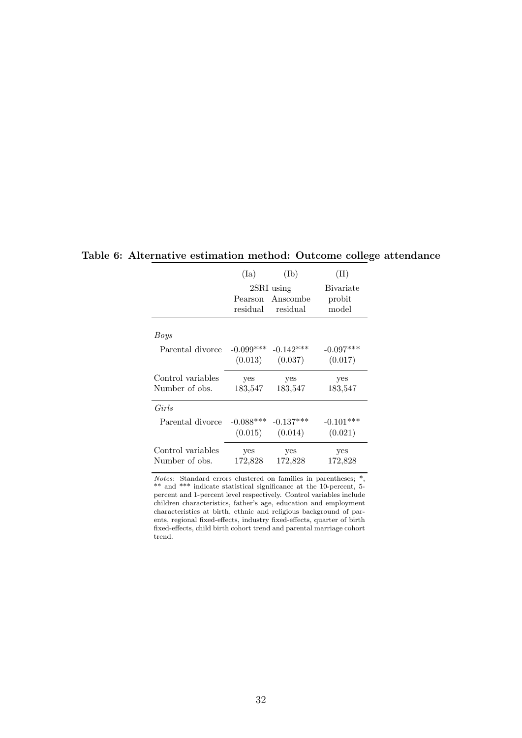**Table 6: Alternative estimation method: Outcome college attendance**

| | (Ia) | (Ib) | (II) |
|---|---|---|---|
| | 2SRI using | | Bivariate |
| | Pearson residual | Anscombe residual | probit model |
| *Boys* | | | |
| Parental divorce | -0.099*** | -0.142*** | -0.097*** |
| | (0.013) | (0.037) | (0.017) |
| Control variables | yes | yes | yes |
| Number of obs. | 183,547 | 183,547 | 183,547 |
| *Girls* | | | |
| Parental divorce | -0.088*** | -0.137*** | -0.101*** |
| | (0.015) | (0.014) | (0.021) |
| Control variables | yes | yes | yes |
| Number of obs. | 172,828 | 172,828 | 172,828 |

*Notes*: Standard errors clustered on families in parentheses; *, ** and *** indicate statistical significance at the 10-percent, 5-percent and 1-percent level respectively. Control variables include children characteristics, father's age, education and employment characteristics at birth, ethnic and religious background of parents, regional fixed-effects, industry fixed-effects, quarter of birth fixed-effects, child birth cohort trend and parental marriage cohort trend.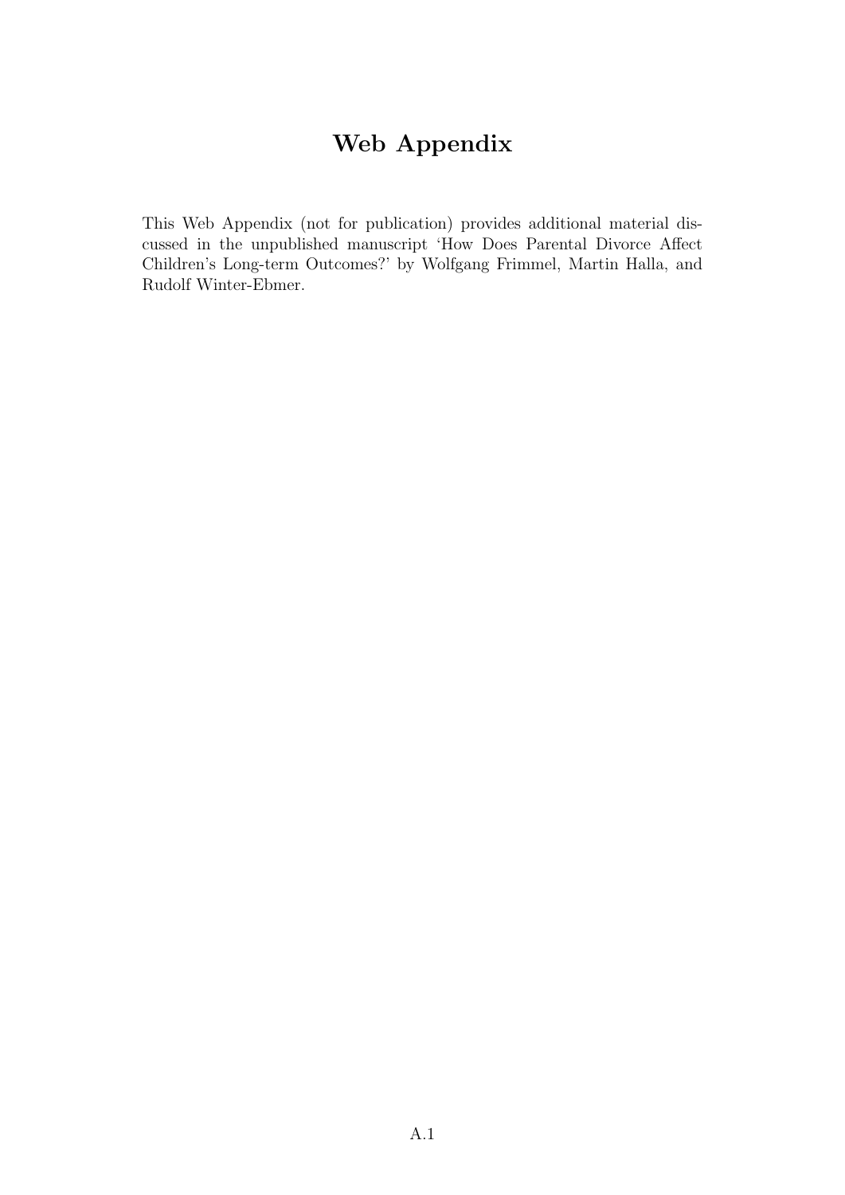# Web Appendix

This Web Appendix (not for publication) provides additional material discussed in the unpublished manuscript 'How Does Parental Divorce Affect Children's Long-term Outcomes?' by Wolfgang Frimmel, Martin Halla, and Rudolf Winter-Ebmer.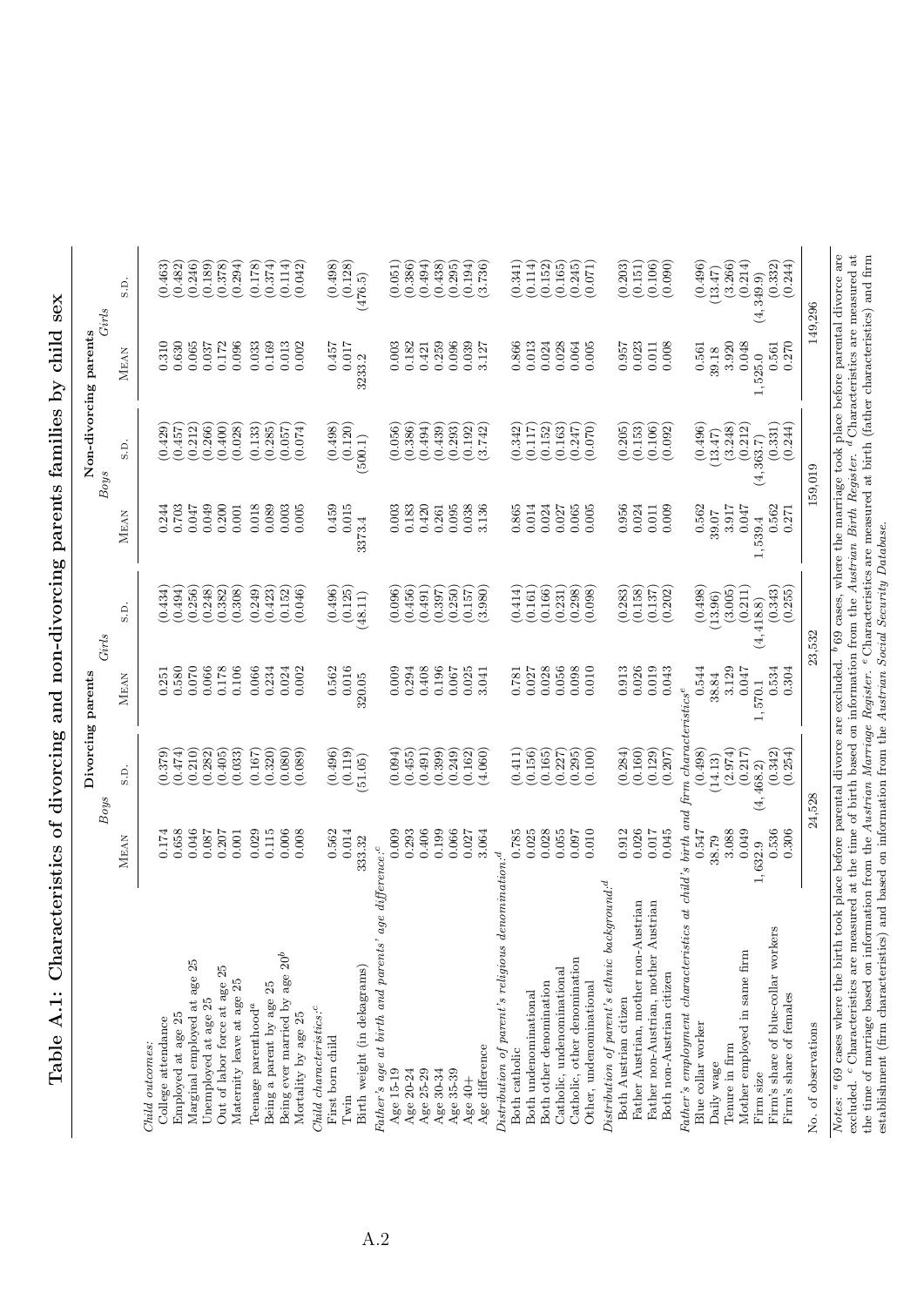# Table A.1: Characteristics of divorcing and non-divorcing parents families by child sex

| | Divorcing parents | | | | Non-divorcing parents | | | |
|---|---|---|---|---|---|---|---|---|
| | *Boys* | | *Girls* | | *Boys* | | *Girls* | |
| | Mean | s.d. | Mean | s.d. | Mean | s.d. | Mean | s.d. |
| *Child outcomes:* | | | | | | | | |
| College attendance | 0.174 | (0.379) | 0.251 | (0.434) | 0.244 | (0.429) | 0.310 | (0.463) |
| Employed at age 25 | 0.658 | (0.474) | 0.580 | (0.494) | 0.703 | (0.457) | 0.630 | (0.482) |
| Marginal employed at age 25 | 0.046 | (0.210) | 0.070 | (0.256) | 0.047 | (0.212) | 0.065 | (0.246) |
| Unemployed at age 25 | 0.087 | (0.282) | 0.066 | (0.248) | 0.049 | (0.266) | 0.037 | (0.189) |
| Out of labor force at age 25 | 0.207 | (0.405) | 0.178 | (0.382) | 0.200 | (0.400) | 0.172 | (0.378) |
| Maternity leave at age 25 | 0.001 | (0.033) | 0.106 | (0.308) | 0.001 | (0.028) | 0.096 | (0.294) |
| Teenage parenthood[a] | 0.029 | (0.167) | 0.066 | (0.249) | 0.018 | (0.133) | 0.033 | (0.178) |
| Being a parent by age 25 | 0.115 | (0.320) | 0.234 | (0.423) | 0.089 | (0.285) | 0.169 | (0.374) |
| Being ever married by age 20[b] | 0.006 | (0.080) | 0.024 | (0.152) | 0.003 | (0.057) | 0.013 | (0.114) |
| Mortality by age 25 | 0.008 | (0.089) | 0.002 | (0.046) | 0.005 | (0.074) | 0.002 | (0.042) |
| *Child characteristics:*[c] | | | | | | | | |
| First born child | 0.562 | (0.496) | 0.562 | (0.496) | 0.459 | (0.498) | 0.457 | (0.498) |
| Twin | 0.014 | (0.119) | 0.016 | (0.125) | 0.015 | (0.120) | 0.017 | (0.128) |
| Birth weight (in dekagrams) | 333.32 | (51.05) | 320.05 | (48.11) | 3373.4 | (500.1) | 3233.2 | (476.5) |
| *Father's age at birth and parents' age difference:*[c] | | | | | | | | |
| Age 15-19 | 0.009 | (0.094) | 0.009 | (0.096) | 0.003 | (0.056) | 0.003 | (0.051) |
| Age 20-24 | 0.293 | (0.455) | 0.294 | (0.456) | 0.183 | (0.386) | 0.182 | (0.386) |
| Age 25-29 | 0.406 | (0.491) | 0.408 | (0.491) | 0.420 | (0.494) | 0.421 | (0.494) |
| Age 30-34 | 0.199 | (0.399) | 0.196 | (0.397) | 0.261 | (0.439) | 0.259 | (0.438) |
| Age 35-39 | 0.066 | (0.249) | 0.067 | (0.250) | 0.095 | (0.293) | 0.096 | (0.295) |
| Age 40+ | 0.027 | (0.162) | 0.025 | (0.157) | 0.038 | (0.192) | 0.039 | (0.194) |
| Age difference | 3.064 | (4.060) | 3.041 | (3.980) | 3.136 | (3.742) | 3.127 | (3.736) |
| *Distribution of parent's religious denomination:*[d] | | | | | | | | |
| Both catholic | 0.785 | (0.411) | 0.781 | (0.414) | 0.865 | (0.342) | 0.866 | (0.341) |
| Both undenominational | 0.025 | (0.156) | 0.027 | (0.161) | 0.014 | (0.117) | 0.013 | (0.114) |
| Both other denomination | 0.028 | (0.165) | 0.028 | (0.166) | 0.024 | (0.152) | 0.024 | (0.152) |
| Catholic, undenominational | 0.055 | (0.227) | 0.056 | (0.231) | 0.027 | (0.163) | 0.028 | (0.165) |
| Catholic, other denomination | 0.097 | (0.295) | 0.098 | (0.298) | 0.065 | (0.247) | 0.064 | (0.245) |
| Other, undenominational | 0.010 | (0.100) | 0.010 | (0.098) | 0.005 | (0.070) | 0.005 | (0.071) |
| *Distribution of parent's ethnic background:*[d] | | | | | | | | |
| Both Austrian citizen | 0.912 | (0.284) | 0.913 | (0.283) | 0.956 | (0.205) | 0.957 | (0.203) |
| Father Austrian, mother non-Austrian | 0.026 | (0.160) | 0.026 | (0.158) | 0.024 | (0.153) | 0.023 | (0.151) |
| Father non-Austrian, mother Austrian | 0.017 | (0.129) | 0.019 | (0.137) | 0.011 | (0.106) | 0.011 | (0.106) |
| Both non-Austrian citizen | 0.045 | (0.207) | 0.043 | (0.202) | 0.009 | (0.092) | 0.008 | (0.090) |
| *Father's employment characteristics at child's birth and firm characteristics*[e] | | | | | | | | |
| Blue collar worker | 0.547 | (0.498) | 0.544 | (0.498) | 0.562 | (0.496) | 0.561 | (0.496) |
| Daily wage | 38.79 | (14.13) | 38.84 | (13.96) | 39.07 | (13.47) | 39.18 | (13.47) |
| Tenure in firm | 3.088 | (2.974) | 3.129 | (3.005) | 3.917 | (3.248) | 3.920 | (3.266) |
| Mother employed in same firm | 0.049 | (0.217) | 0.047 | (0.211) | 0.047 | (0.212) | 0.048 | (0.214) |
| Firm size | 1,632.9 | (4,468.2) | 1,570.1 | (4,418.8) | 1,539.4 | (4,363.7) | 1,525.0 | (4,349.9) |
| Firm's share of blue-collar workers | 0.536 | (0.342) | 0.534 | (0.343) | 0.562 | (0.331) | 0.561 | (0.332) |
| Firm's share of females | 0.306 | (0.254) | 0.304 | (0.255) | 0.271 | (0.244) | 0.270 | (0.244) |
| No. of observations | 24,528 | | 23,532 | | 159,019 | | 149,296 | |

*Notes:* [a] 69 cases where the birth took place before parental divorce are excluded. [b] 69 cases, where the marriage took place before parental divorce are excluded. [c] Characteristics are measured at the time of birth based on information from the *Austrian Birth Register*. [d] Characteristics are measured at the time of marriage based on information from the *Austrian Marriage Register*. [e] Characteristics are measured at birth (father characteristics) and firm establishment (firm characteristics) and based on information from the *Austrian Social Security Database*.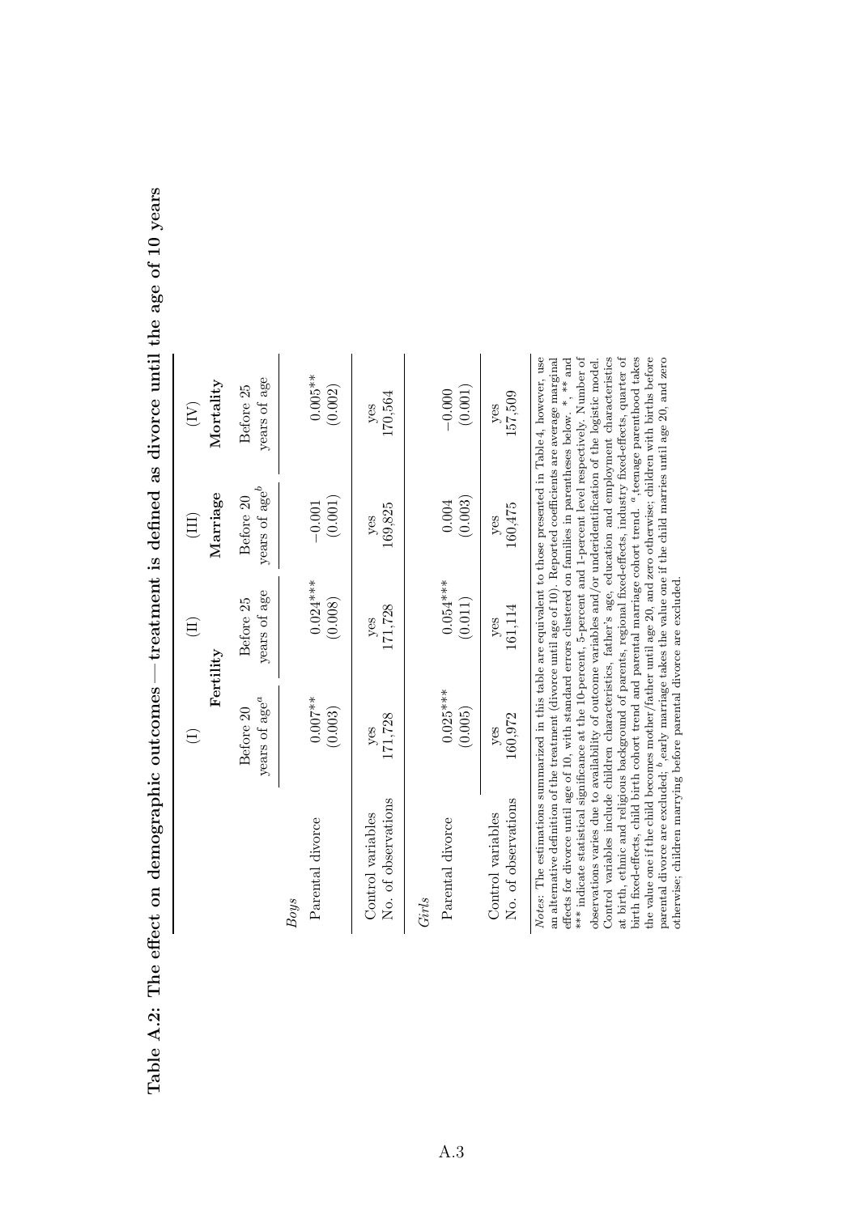**Table A.2: The effect on demographic outcomes — treatment is defined as divorce until the age of 10 years**

| | (I) | (II) | (III) | (IV) |
|---|---|---|---|---|
| | Fertility | | Marriage | Mortality |
| | Before 20 years of age[a] | Before 25 years of age | Before 20 years of age[b] | Before 25 years of age |
| *Boys* | | | | |
| Parental divorce | 0.007** | 0.024*** | −0.001 | 0.005** |
| | (0.003) | (0.008) | (0.001) | (0.002) |
| Control variables | yes | yes | yes | yes |
| No. of observations | 171,728 | 171,728 | 169,825 | 170,564 |
| *Girls* | | | | |
| Parental divorce | 0.025*** | 0.054*** | 0.004 | −0.000 |
| | (0.005) | (0.011) | (0.003) | (0.001) |
| Control variables | yes | yes | yes | yes |
| No. of observations | 160,972 | 161,114 | 160,475 | 157,509 |

*Notes*: The estimations summarized in this table are equivalent to those presented in Table 4, however, use an alternative definition of the treatment (divorce until age of 10). Reported coefficients are average marginal effects for divorce until age of 10, with standard errors clustered on families in parentheses below. *, ** and *** indicate statistical significance at the 10-percent, 5-percent and 1-percent level respectively. Number of observations varies due to availability of outcome variables and/or underidentification of the logistic model. Control variables include children characteristics, father's age, education and employment characteristics at birth, ethnic and religious background of parents, regional fixed-effects, industry fixed-effects, quarter of birth fixed-effects, child birth cohort trend and parental marriage cohort trend. [a] teenage parenthood takes the value one if the child becomes mother/father until age 20, and zero otherwise; children with births before parental divorce are excluded; [b] early marriage takes the value one if the child marries until age 20, and zero otherwise; children marrying before parental divorce are excluded.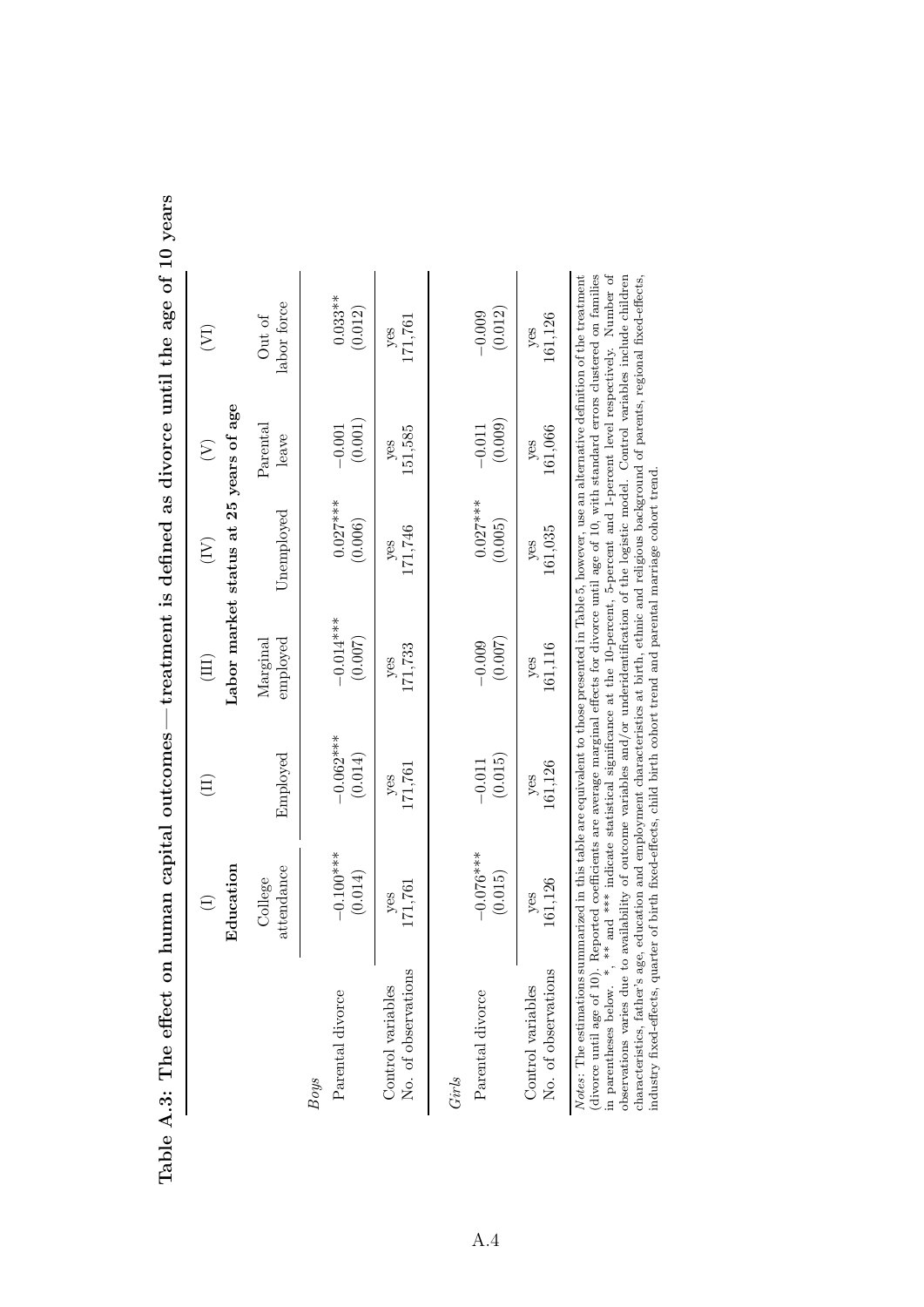**Table A.3: The effect on human capital outcomes—treatment is defined as divorce until the age of 10 years**

| | (I) | (II) | (III) | (IV) | (V) | (VI) |
|---|---|---|---|---|---|---|
| | **Education** | **Labor market status at 25 years of age** | | | | |
| | College attendance | Employed | Marginal employed | Unemployed | Parental leave | Out of labor force |
| *Boys* | | | | | | |
| Parental divorce | −0.100*** | −0.062*** | −0.014*** | 0.027*** | −0.001 | 0.033** |
| | (0.014) | (0.014) | (0.007) | (0.006) | (0.001) | (0.012) |
| Control variables | yes | yes | yes | yes | yes | yes |
| No. of observations | 171,761 | 171,761 | 171,733 | 171,746 | 151,585 | 171,761 |
| *Girls* | | | | | | |
| Parental divorce | −0.076*** | −0.011 | −0.009 | 0.027*** | −0.011 | −0.009 |
| | (0.015) | (0.015) | (0.007) | (0.005) | (0.009) | (0.012) |
| Control variables | yes | yes | yes | yes | yes | yes |
| No. of observations | 161,126 | 161,126 | 161,116 | 161,035 | 161,066 | 161,126 |

*Notes*: The estimations summarized in this table are equivalent to those presented in Table 5, however, use an alternative definition of the treatment (divorce until age of 10). Reported coefficients are average marginal effects for divorce until age of 10, with standard errors clustered on families in parentheses below. *, ** and *** indicate statistical significance at the 10-percent, 5-percent and 1-percent level respectively. Number of observations varies due to availability of outcome variables and/or underidentification of the logistic model. Control variables include children characteristics, father's age, education and employment characteristics at birth, ethnic and religious background of parents, regional fixed-effects, industry fixed-effects, quarter of birth fixed-effects, child birth cohort trend and parental marriage cohort trend.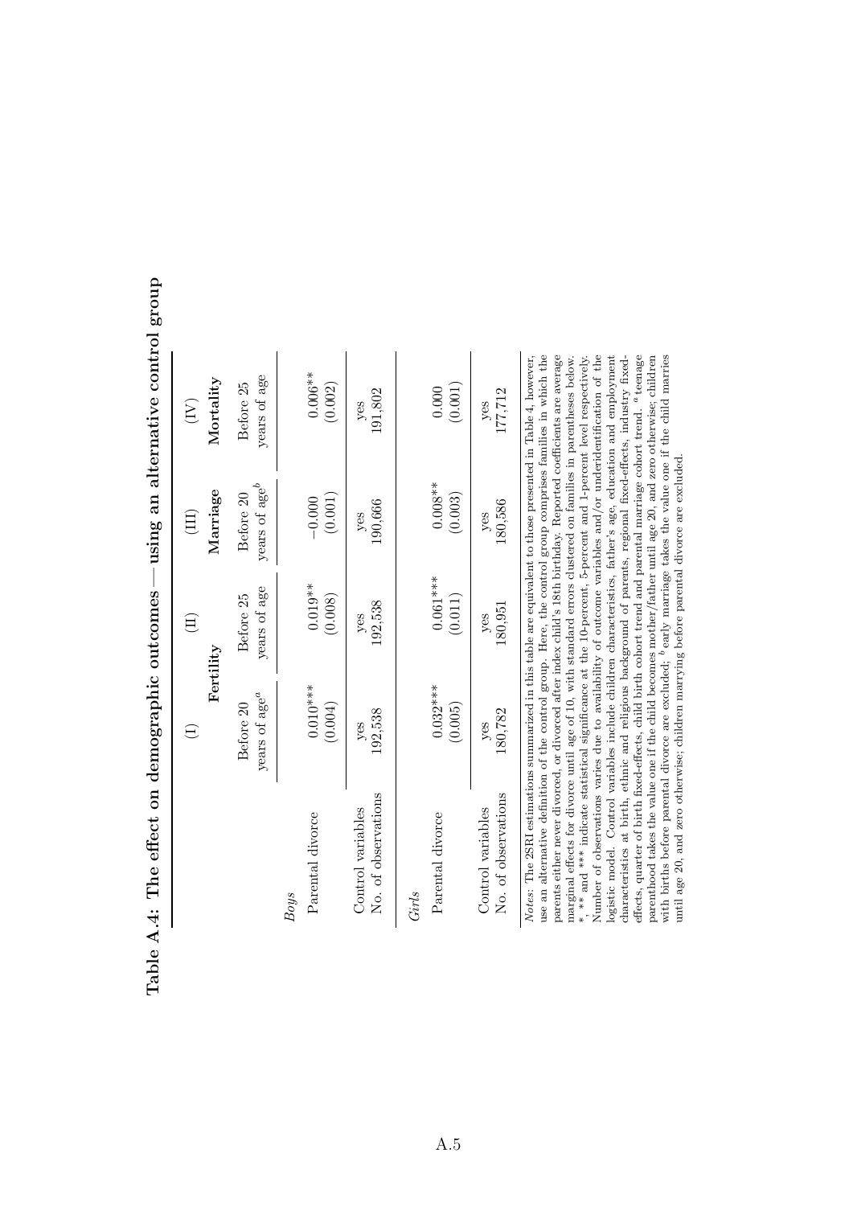**Table A.4: The effect on demographic outcomes — using an alternative control group**

| | (I) | (II) | (III) | (IV) |
|---|---|---|---|---|
| | Fertility | | Marriage | Mortality |
| | Before 20 years of age[a] | Before 25 years of age | Before 20 years of age[b] | Before 25 years of age |
| *Boys* | | | | |
| Parental divorce | 0.010*** | 0.019** | −0.000 | 0.006** |
| | (0.004) | (0.008) | (0.001) | (0.002) |
| Control variables | yes | yes | yes | yes |
| No. of observations | 192,538 | 192,538 | 190,666 | 191,802 |
| *Girls* | | | | |
| Parental divorce | 0.032*** | 0.061*** | 0.008** | 0.000 |
| | (0.005) | (0.011) | (0.003) | (0.001) |
| Control variables | yes | yes | yes | yes |
| No. of observations | 180,782 | 180,951 | 180,586 | 177,712 |

*Notes*: The 2SRI estimations summarized in this table are equivalent to those presented in Table 4, however, use an alternative definition of the control group. Here, the control group comprises families in which the parents either never divorced, or divorced after index child's 18th birthday. Reported coefficients are average marginal effects for divorce until age of 10, with standard errors clustered on families in parentheses below. *, ** and *** indicate statistical significance at the 10-percent, 5-percent and 1-percent level respectively. Number of observations varies due to availability of outcome variables and/or underidentification of the logistic model. Control variables include children characteristics, father's age, education and employment characteristics at birth, ethnic and religious background of parents, regional fixed-effects, industry fixed-effects, quarter of birth fixed-effects, child birth cohort trend and parental marriage cohort trend. [a] teenage parenthood takes the value one if the child becomes mother/father until age 20, and zero otherwise; children with births before parental divorce are excluded; [b] early marriage takes the value one if the child marries until age 20, and zero otherwise; children marrying before parental divorce are excluded.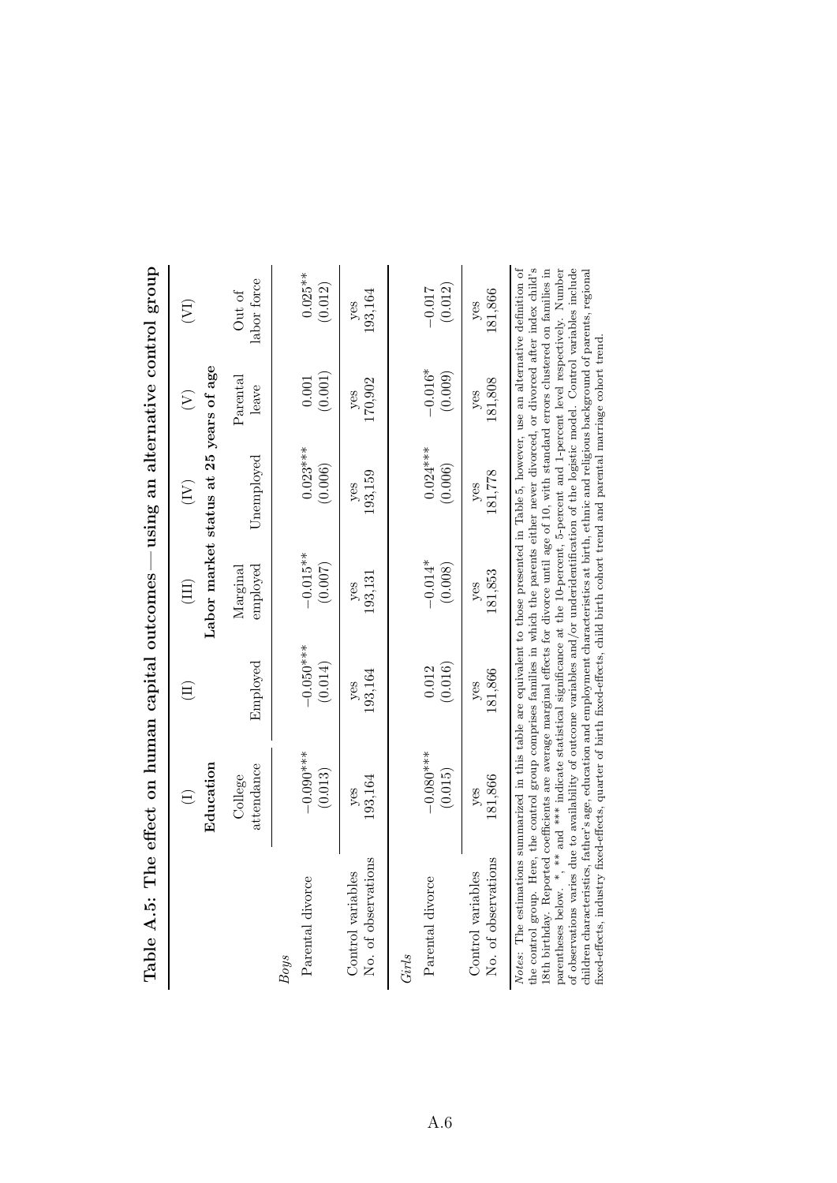**Table A.5: The effect on human capital outcomes — using an alternative control group**

| | (I) | (II) | (III) | (IV) | (V) | (VI) |
|---|---|---|---|---|---|---|
| | **Education** | **Labor market status at 25 years of age** | | | | |
| | College attendance | Employed | Marginal employed | Unemployed | Parental leave | Out of labor force |
| *Boys* | | | | | | |
| Parental divorce | −0.090*** | −0.050*** | −0.015** | 0.023*** | 0.001 | 0.025** |
| | (0.013) | (0.014) | (0.007) | (0.006) | (0.001) | (0.012) |
| Control variables | yes | yes | yes | yes | yes | yes |
| No. of observations | 193,164 | 193,164 | 193,131 | 193,159 | 170,902 | 193,164 |
| *Girls* | | | | | | |
| Parental divorce | −0.080*** | 0.012 | −0.014* | 0.024*** | −0.016* | −0.017 |
| | (0.015) | (0.016) | (0.008) | (0.006) | (0.009) | (0.012) |
| Control variables | yes | yes | yes | yes | yes | yes |
| No. of observations | 181,866 | 181,866 | 181,853 | 181,778 | 181,808 | 181,866 |

*Notes:* The estimations summarized in this table are equivalent to those presented in Table 5, however, use an alternative definition of the control group. Here, the control group comprises families in which the parents either never divorced, or divorced after index child's 18th birthday. Reported coefficients are average marginal effects for divorce until age of 10, with standard errors clustered on families in parentheses below. *, ** and *** indicate statistical significance at the 10-percent, 5-percent and 1-percent level respectively. Number of observations varies due to availability of outcome variables and/or underidentification of the logistic model. Control variables include children characteristics, father's age, education and employment characteristics at birth, ethnic and religious background of parents, regional fixed-effects, industry fixed-effects, quarter of birth fixed-effects, child birth cohort trend and parental marriage cohort trend.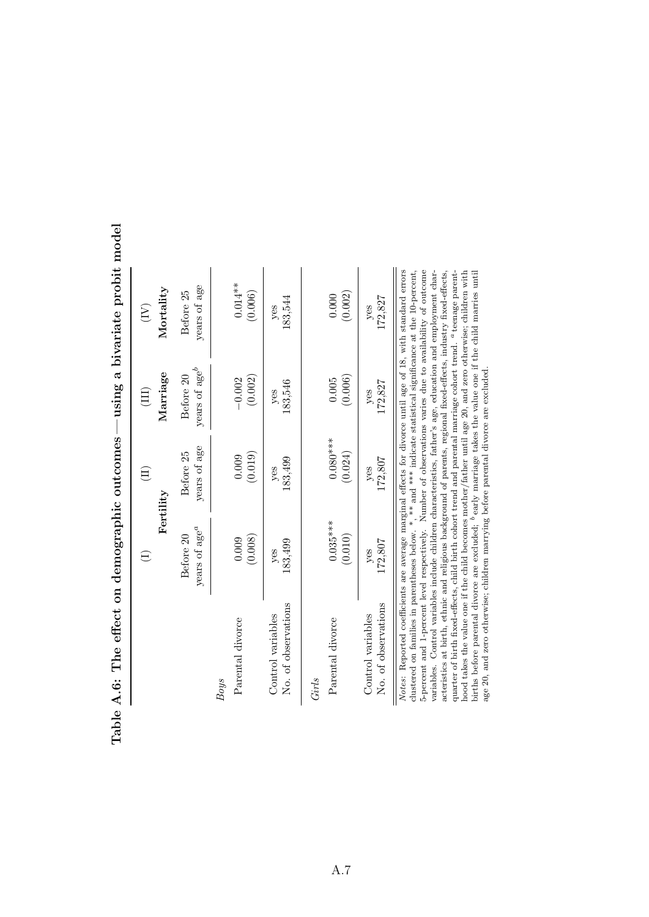**Table A.6: The effect on demographic outcomes—using a bivariate probit model**

| | (I) | (II) | (III) | (IV) |
|---|---|---|---|---|
| | Fertility | | Marriage | Mortality |
| | Before 20 years of age[a] | Before 25 years of age | Before 20 years of age[b] | Before 25 years of age |
| *Boys* | | | | |
| Parental divorce | 0.009 | 0.009 | −0.002 | 0.014** |
| | (0.008) | (0.019) | (0.002) | (0.006) |
| Control variables | yes | yes | yes | yes |
| No. of observations | 183,499 | 183,499 | 183,546 | 183,544 |
| *Girls* | | | | |
| Parental divorce | 0.035*** | 0.080*** | 0.005 | 0.000 |
| | (0.010) | (0.024) | (0.006) | (0.002) |
| Control variables | yes | yes | yes | yes |
| No. of observations | 172,807 | 172,807 | 172,827 | 172,827 |

*Notes*: Reported coefficients are average marginal effects for divorce until age of 18, with standard errors clustered on families in parentheses below. *, ** and *** indicate statistical significance at the 10-percent, 5-percent and 1-percent level respectively. Number of observations varies due to availability of outcome variables. Control variables include children characteristics, father's age, education and employment characteristics at birth, ethnic and religious background of parents, regional fixed-effects, industry fixed-effects, quarter of birth fixed-effects, child birth cohort trend and parental marriage cohort trend. [a] teenage parenthood takes the value one if the child becomes mother/father until age 20, and zero otherwise; children with births before parental divorce are excluded; [b] early marriage takes the value one if the child marries until age 20, and zero otherwise; children marrying before parental divorce are excluded.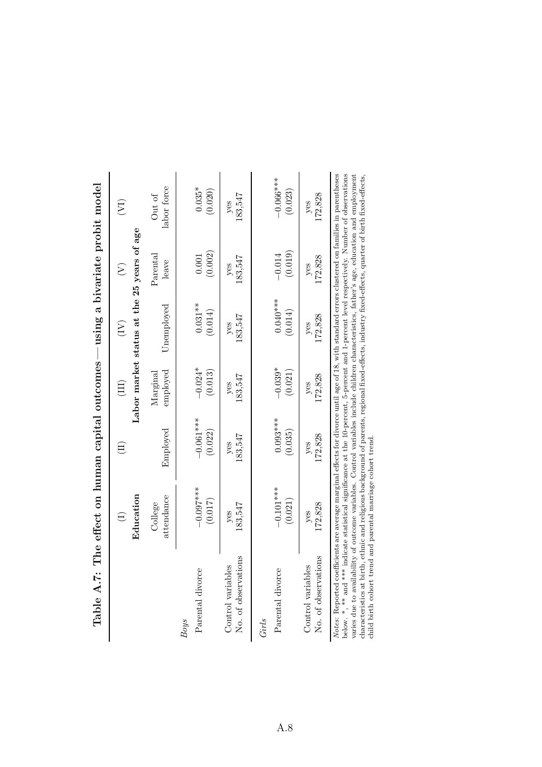**Table A.7: The effect on human capital outcomes — using a bivariate probit model**

| | (I) | (II) | (III) | (IV) | (V) | (VI) |
|---|---|---|---|---|---|---|
| | **Education** | **Labor market status at the 25 years of age** | | | | |
| | College attendance | Employed | Marginal employed | Unemployed | Parental leave | Out of labor force |
| *Boys* | | | | | | |
| Parental divorce | −0.097*** | −0.061*** | −0.024* | 0.031** | 0.001 | 0.035* |
| | (0.017) | (0.022) | (0.013) | (0.014) | (0.002) | (0.020) |
| Control variables | yes | yes | yes | yes | yes | yes |
| No. of observations | 183,547 | 183,547 | 183,547 | 183,547 | 183,547 | 183,547 |
| *Girls* | | | | | | |
| Parental divorce | −0.101*** | 0.093*** | −0.039* | 0.040*** | −0.014 | −0.066*** |
| | (0.021) | (0.035) | (0.021) | (0.014) | (0.019) | (0.023) |
| Control variables | yes | yes | yes | yes | yes | yes |
| No. of observations | 172,828 | 172,828 | 172,828 | 172,828 | 172,828 | 172,828 |

*Notes*: Reported coefficients are average marginal effects for divorce until age of 18, with standard errors clustered on families in parentheses below. *, ** and *** indicate statistical significance at the 10-percent, 5-percent and 1-percent level respectively. Number of observations varies due to availability of outcome variables. Control variables include children characteristics, father's age, education and employment characteristics at birth, ethnic and religious background of parents, regional fixed-effects, industry fixed-effects, quarter of birth fixed-effects, child birth cohort trend and parental marriage cohort trend.